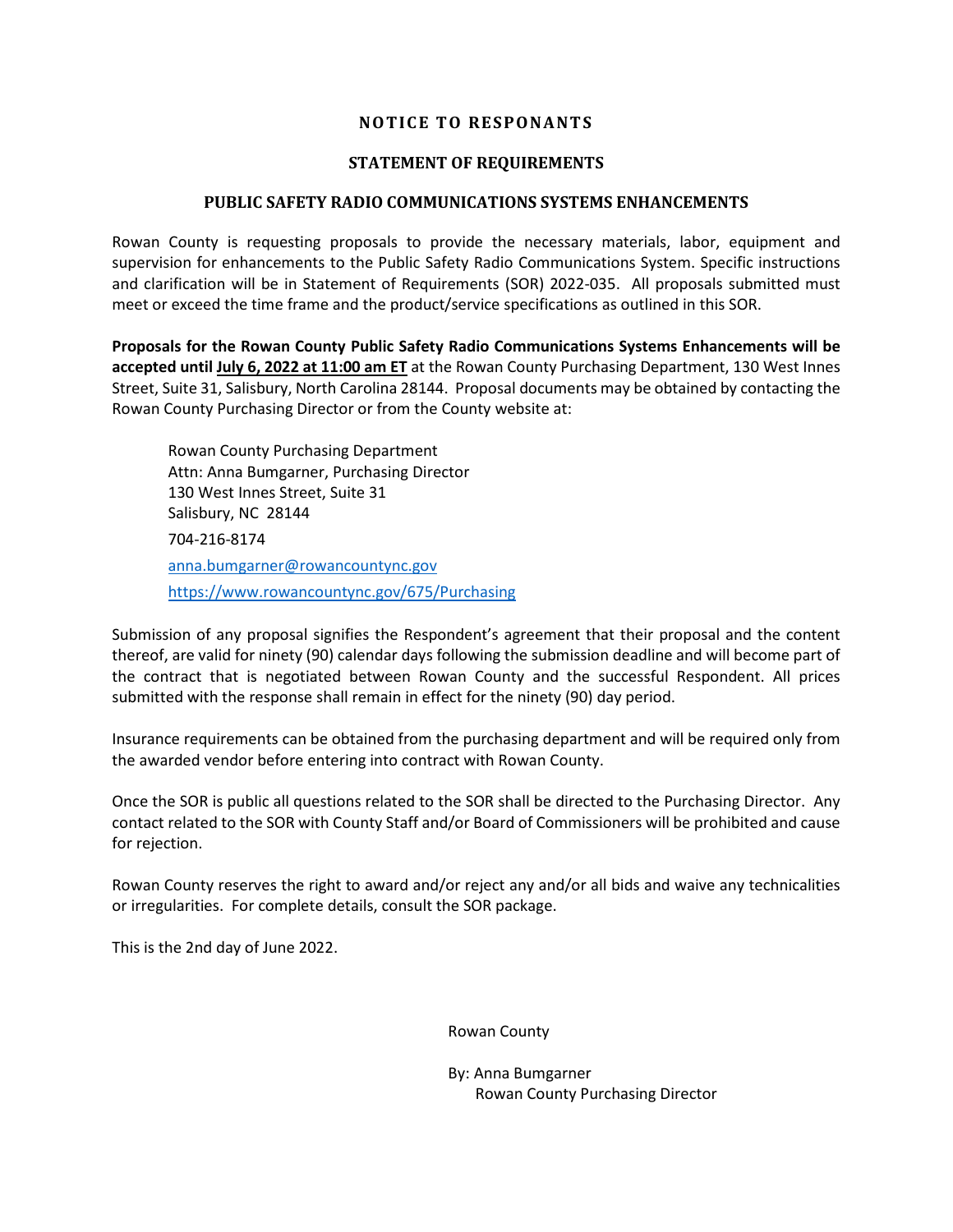# NOTICE TO RESPONANTS

## STATEMENT OF REQUIREMENTS

## PUBLIC SAFETY RADIO COMMUNICATIONS SYSTEMS ENHANCEMENTS

Rowan County is requesting proposals to provide the necessary materials, labor, equipment and supervision for enhancements to the Public Safety Radio Communications System. Specific instructions and clarification will be in Statement of Requirements (SOR) 2022-035. All proposals submitted must meet or exceed the time frame and the product/service specifications as outlined in this SOR.

**Proposals for the Rowan County Public Safety Radio Communications Systems Enhancements will be accepted until <u>July 6, 2022 at 11:00 am ET</u>** at the Rowan County Purchasing Department, 130 West Innes Street, Suite 31, Salisbury, North Carolina 28144. Proposal documents may be obtained by contacting the Rowan County Purchasing Director or from the County website at:

> Rowan County Purchasing Department
> Attn: Anna Bumgarner, Purchasing Director
> 130 West Innes Street, Suite 31
> Salisbury, NC 28144
> 704-216-8174
> anna.bumgarner@rowancountync.gov
> https://www.rowancountync.gov/675/Purchasing

Submission of any proposal signifies the Respondent's agreement that their proposal and the content thereof, are valid for ninety (90) calendar days following the submission deadline and will become part of the contract that is negotiated between Rowan County and the successful Respondent. All prices submitted with the response shall remain in effect for the ninety (90) day period.

Insurance requirements can be obtained from the purchasing department and will be required only from the awarded vendor before entering into contract with Rowan County.

Once the SOR is public all questions related to the SOR shall be directed to the Purchasing Director. Any contact related to the SOR with County Staff and/or Board of Commissioners will be prohibited and cause for rejection.

Rowan County reserves the right to award and/or reject any and/or all bids and waive any technicalities or irregularities. For complete details, consult the SOR package.

This is the 2nd day of June 2022.

Rowan County

By: Anna Bumgarner
Rowan County Purchasing Director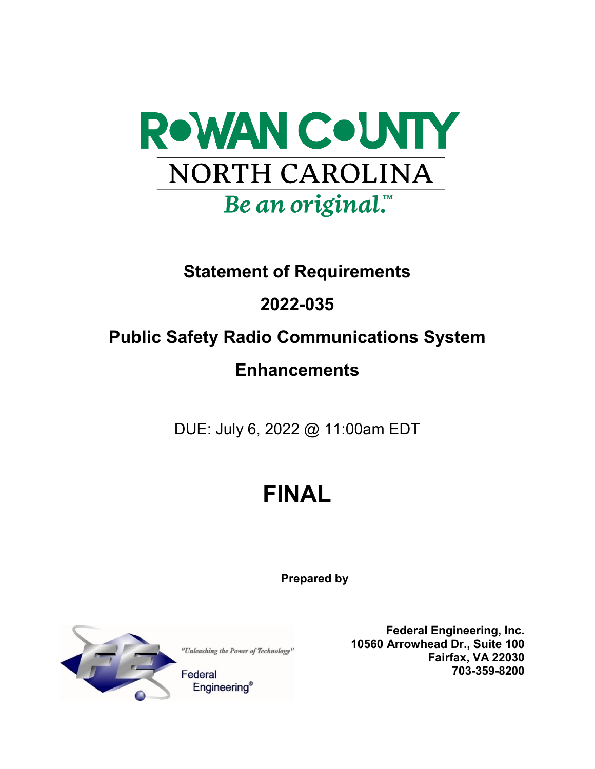ROWAN COUNTY

NORTH CAROLINA

*Be an original.™*

# Statement of Requirements

# 2022-035

# Public Safety Radio Communications System Enhancements

DUE: July 6, 2022 @ 11:00am EDT

# FINAL

**Prepared by**

"Unleashing the Power of Technology"

Federal Engineering®

**Federal Engineering, Inc.**
**10560 Arrowhead Dr., Suite 100**
**Fairfax, VA 22030**
**703-359-8200**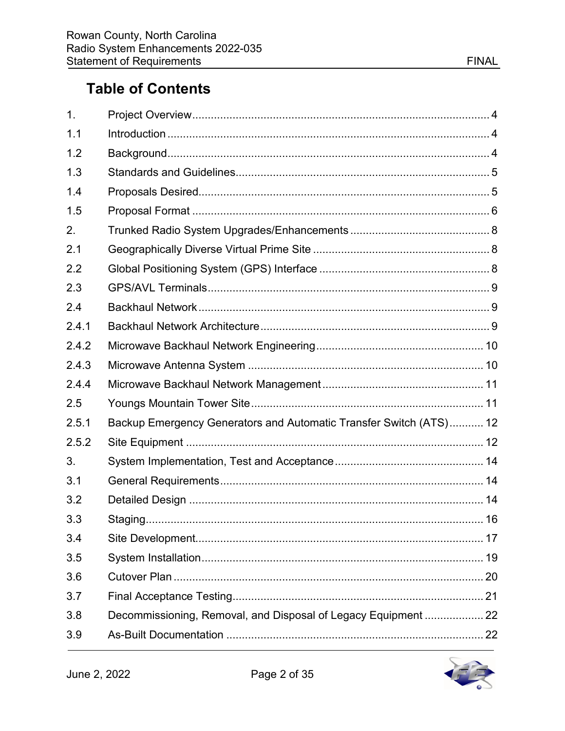## Table of Contents

| | | |
|---|---|---|
| 1. | Project Overview | 4 |
| 1.1 | Introduction | 4 |
| 1.2 | Background | 4 |
| 1.3 | Standards and Guidelines | 5 |
| 1.4 | Proposals Desired | 5 |
| 1.5 | Proposal Format | 6 |
| 2. | Trunked Radio System Upgrades/Enhancements | 8 |
| 2.1 | Geographically Diverse Virtual Prime Site | 8 |
| 2.2 | Global Positioning System (GPS) Interface | 8 |
| 2.3 | GPS/AVL Terminals | 9 |
| 2.4 | Backhaul Network | 9 |
| 2.4.1 | Backhaul Network Architecture | 9 |
| 2.4.2 | Microwave Backhaul Network Engineering | 10 |
| 2.4.3 | Microwave Antenna System | 10 |
| 2.4.4 | Microwave Backhaul Network Management | 11 |
| 2.5 | Youngs Mountain Tower Site | 11 |
| 2.5.1 | Backup Emergency Generators and Automatic Transfer Switch (ATS) | 12 |
| 2.5.2 | Site Equipment | 12 |
| 3. | System Implementation, Test and Acceptance | 14 |
| 3.1 | General Requirements | 14 |
| 3.2 | Detailed Design | 14 |
| 3.3 | Staging | 16 |
| 3.4 | Site Development | 17 |
| 3.5 | System Installation | 19 |
| 3.6 | Cutover Plan | 20 |
| 3.7 | Final Acceptance Testing | 21 |
| 3.8 | Decommissioning, Removal, and Disposal of Legacy Equipment | 22 |
| 3.9 | As-Built Documentation | 22 |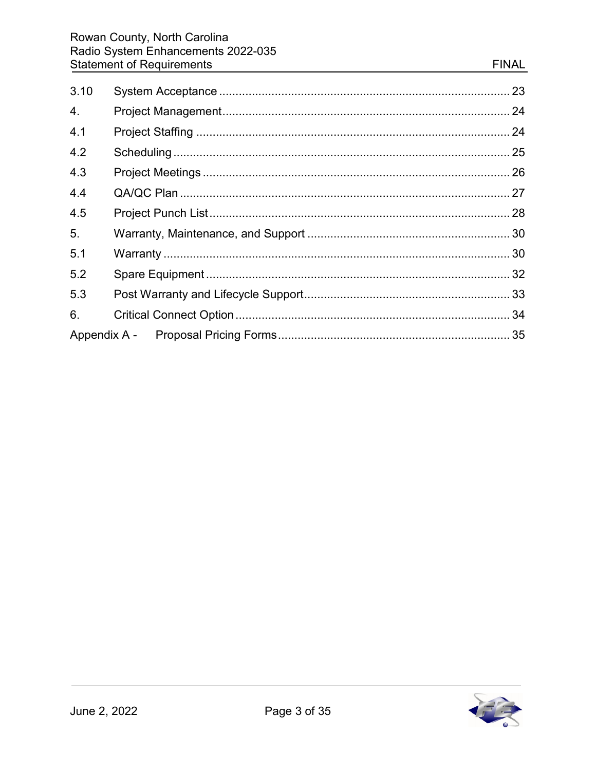| | | |
|---|---|---|
| 3.10 | System Acceptance | 23 |
| 4. | Project Management | 24 |
| 4.1 | Project Staffing | 24 |
| 4.2 | Scheduling | 25 |
| 4.3 | Project Meetings | 26 |
| 4.4 | QA/QC Plan | 27 |
| 4.5 | Project Punch List | 28 |
| 5. | Warranty, Maintenance, and Support | 30 |
| 5.1 | Warranty | 30 |
| 5.2 | Spare Equipment | 32 |
| 5.3 | Post Warranty and Lifecycle Support | 33 |
| 6. | Critical Connect Option | 34 |
| Appendix A - | Proposal Pricing Forms | 35 |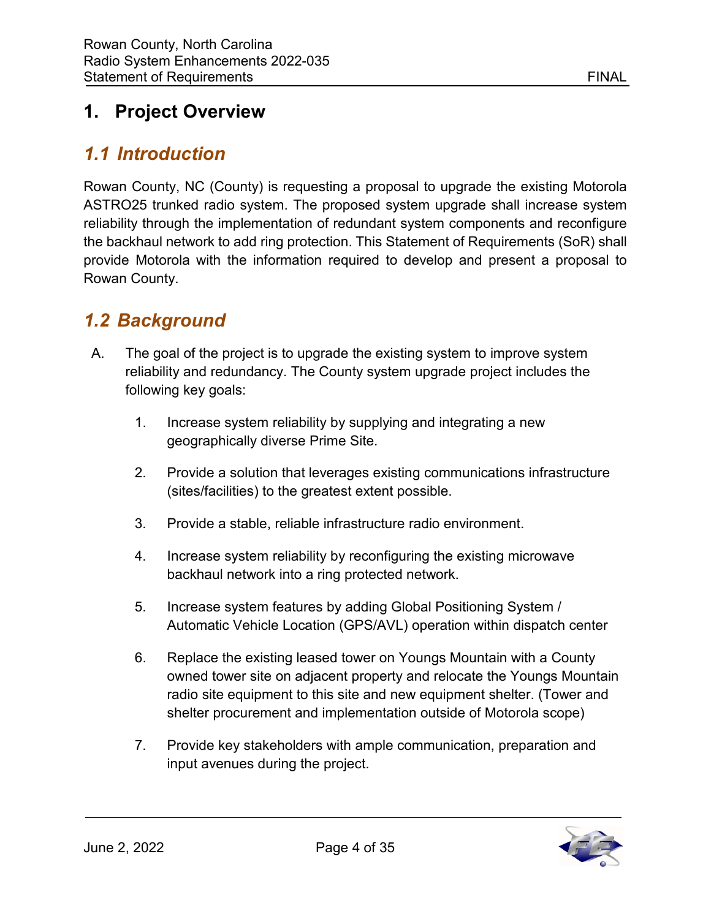# 1. Project Overview

## *1.1 Introduction*

Rowan County, NC (County) is requesting a proposal to upgrade the existing Motorola ASTRO25 trunked radio system. The proposed system upgrade shall increase system reliability through the implementation of redundant system components and reconfigure the backhaul network to add ring protection. This Statement of Requirements (SoR) shall provide Motorola with the information required to develop and present a proposal to Rowan County.

## *1.2 Background*

A. The goal of the project is to upgrade the existing system to improve system reliability and redundancy. The County system upgrade project includes the following key goals:

   1. Increase system reliability by supplying and integrating a new geographically diverse Prime Site.

   2. Provide a solution that leverages existing communications infrastructure (sites/facilities) to the greatest extent possible.

   3. Provide a stable, reliable infrastructure radio environment.

   4. Increase system reliability by reconfiguring the existing microwave backhaul network into a ring protected network.

   5. Increase system features by adding Global Positioning System / Automatic Vehicle Location (GPS/AVL) operation within dispatch center

   6. Replace the existing leased tower on Youngs Mountain with a County owned tower site on adjacent property and relocate the Youngs Mountain radio site equipment to this site and new equipment shelter. (Tower and shelter procurement and implementation outside of Motorola scope)

   7. Provide key stakeholders with ample communication, preparation and input avenues during the project.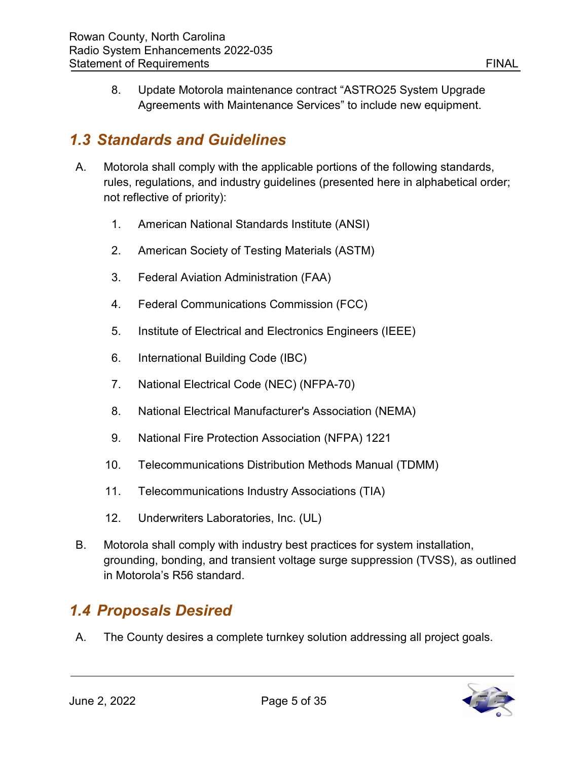8. Update Motorola maintenance contract "ASTRO25 System Upgrade Agreements with Maintenance Services" to include new equipment.

## *1.3 Standards and Guidelines*

A. Motorola shall comply with the applicable portions of the following standards, rules, regulations, and industry guidelines (presented here in alphabetical order; not reflective of priority):

1. American National Standards Institute (ANSI)
2. American Society of Testing Materials (ASTM)
3. Federal Aviation Administration (FAA)
4. Federal Communications Commission (FCC)
5. Institute of Electrical and Electronics Engineers (IEEE)
6. International Building Code (IBC)
7. National Electrical Code (NEC) (NFPA-70)
8. National Electrical Manufacturer's Association (NEMA)
9. National Fire Protection Association (NFPA) 1221
10. Telecommunications Distribution Methods Manual (TDMM)
11. Telecommunications Industry Associations (TIA)
12. Underwriters Laboratories, Inc. (UL)

B. Motorola shall comply with industry best practices for system installation, grounding, bonding, and transient voltage surge suppression (TVSS), as outlined in Motorola's R56 standard.

## *1.4 Proposals Desired*

A. The County desires a complete turnkey solution addressing all project goals.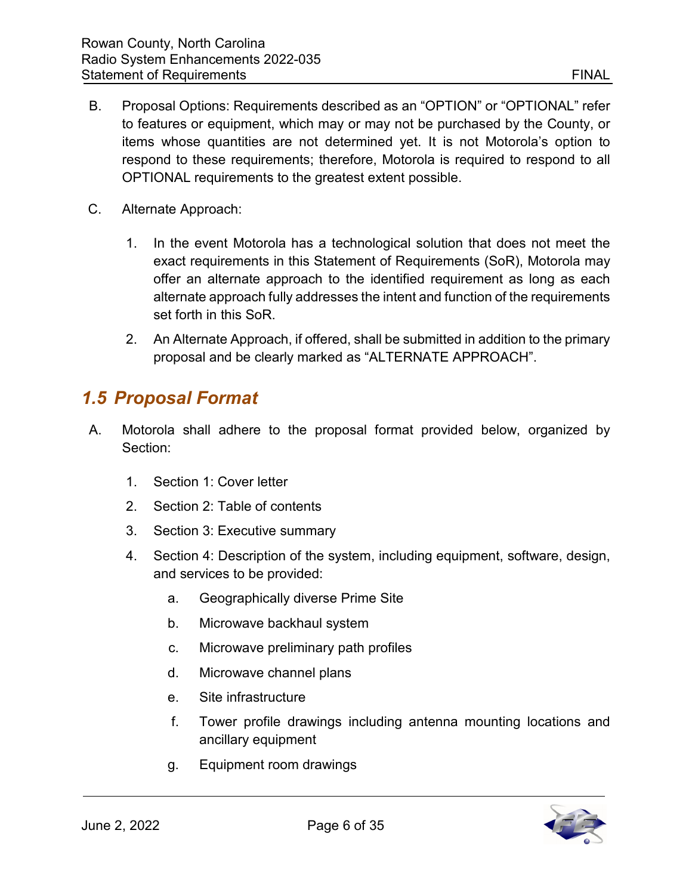B. Proposal Options: Requirements described as an “OPTION” or “OPTIONAL” refer to features or equipment, which may or may not be purchased by the County, or items whose quantities are not determined yet. It is not Motorola’s option to respond to these requirements; therefore, Motorola is required to respond to all OPTIONAL requirements to the greatest extent possible.

C. Alternate Approach:

1. In the event Motorola has a technological solution that does not meet the exact requirements in this Statement of Requirements (SoR), Motorola may offer an alternate approach to the identified requirement as long as each alternate approach fully addresses the intent and function of the requirements set forth in this SoR.

2. An Alternate Approach, if offered, shall be submitted in addition to the primary proposal and be clearly marked as “ALTERNATE APPROACH”.

## *1.5 Proposal Format*

A. Motorola shall adhere to the proposal format provided below, organized by Section:

1. Section 1: Cover letter
2. Section 2: Table of contents
3. Section 3: Executive summary
4. Section 4: Description of the system, including equipment, software, design, and services to be provided:
   a. Geographically diverse Prime Site
   b. Microwave backhaul system
   c. Microwave preliminary path profiles
   d. Microwave channel plans
   e. Site infrastructure
   f. Tower profile drawings including antenna mounting locations and ancillary equipment
   g. Equipment room drawings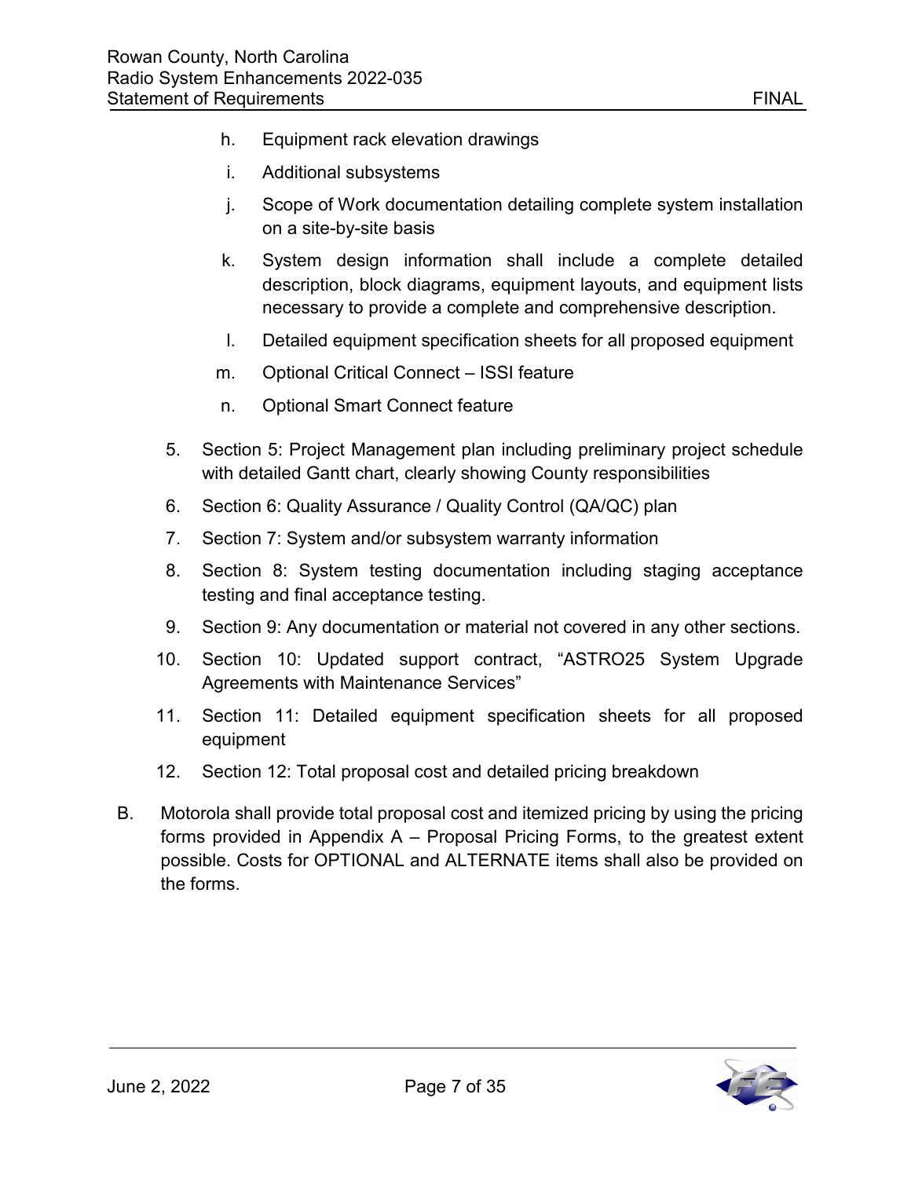h. Equipment rack elevation drawings

   i. Additional subsystems

   j. Scope of Work documentation detailing complete system installation on a site-by-site basis

   k. System design information shall include a complete detailed description, block diagrams, equipment layouts, and equipment lists necessary to provide a complete and comprehensive description.

   l. Detailed equipment specification sheets for all proposed equipment

   m. Optional Critical Connect – ISSI feature

   n. Optional Smart Connect feature

5. Section 5: Project Management plan including preliminary project schedule with detailed Gantt chart, clearly showing County responsibilities

6. Section 6: Quality Assurance / Quality Control (QA/QC) plan

7. Section 7: System and/or subsystem warranty information

8. Section 8: System testing documentation including staging acceptance testing and final acceptance testing.

9. Section 9: Any documentation or material not covered in any other sections.

10. Section 10: Updated support contract, "ASTRO25 System Upgrade Agreements with Maintenance Services"

11. Section 11: Detailed equipment specification sheets for all proposed equipment

12. Section 12: Total proposal cost and detailed pricing breakdown

B. Motorola shall provide total proposal cost and itemized pricing by using the pricing forms provided in Appendix A – Proposal Pricing Forms, to the greatest extent possible. Costs for OPTIONAL and ALTERNATE items shall also be provided on the forms.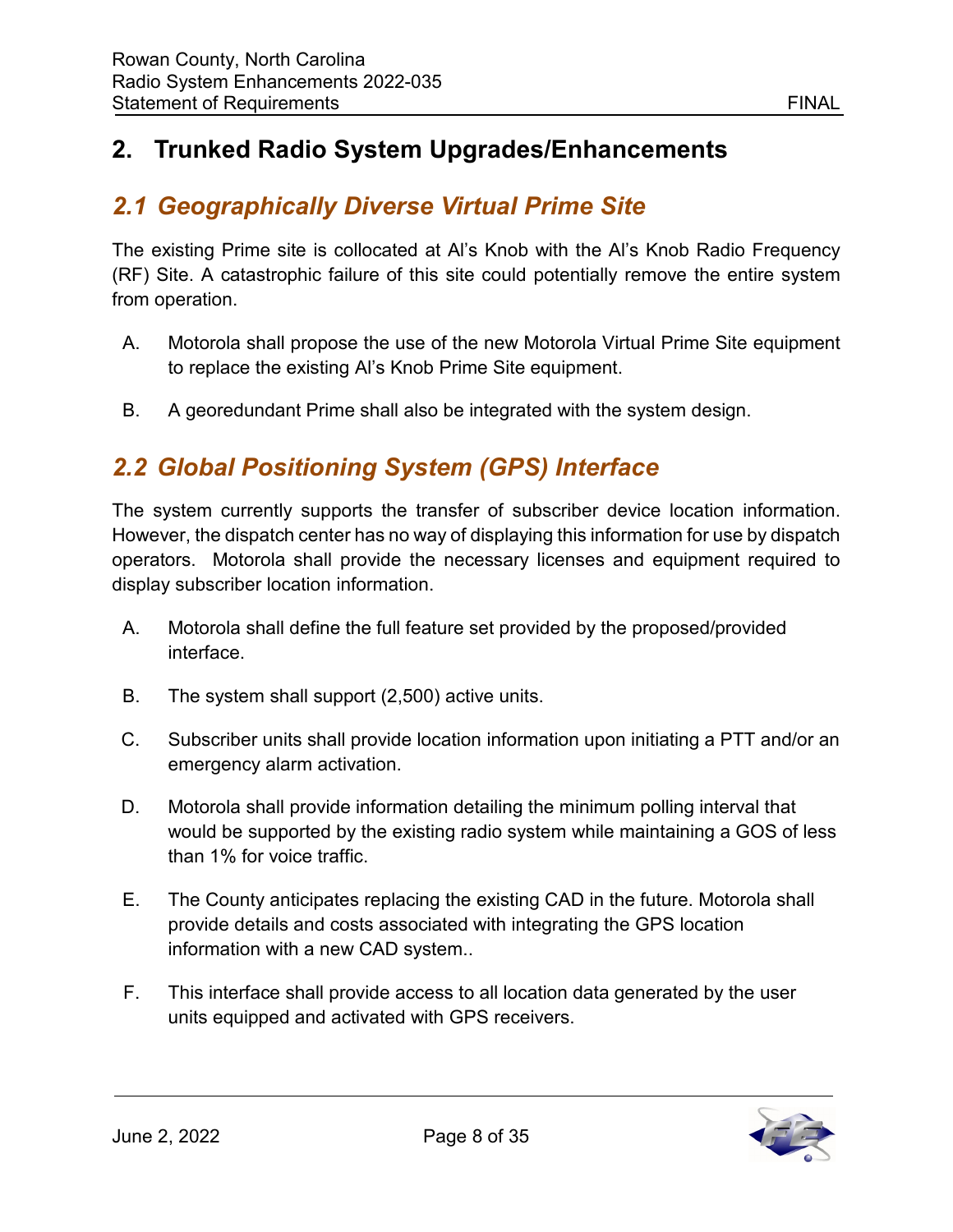# 2. Trunked Radio System Upgrades/Enhancements

## *2.1 Geographically Diverse Virtual Prime Site*

The existing Prime site is collocated at Al's Knob with the Al's Knob Radio Frequency (RF) Site. A catastrophic failure of this site could potentially remove the entire system from operation.

A. Motorola shall propose the use of the new Motorola Virtual Prime Site equipment to replace the existing Al's Knob Prime Site equipment.

B. A georedundant Prime shall also be integrated with the system design.

## *2.2 Global Positioning System (GPS) Interface*

The system currently supports the transfer of subscriber device location information. However, the dispatch center has no way of displaying this information for use by dispatch operators. Motorola shall provide the necessary licenses and equipment required to display subscriber location information.

A. Motorola shall define the full feature set provided by the proposed/provided interface.

B. The system shall support (2,500) active units.

C. Subscriber units shall provide location information upon initiating a PTT and/or an emergency alarm activation.

D. Motorola shall provide information detailing the minimum polling interval that would be supported by the existing radio system while maintaining a GOS of less than 1% for voice traffic.

E. The County anticipates replacing the existing CAD in the future. Motorola shall provide details and costs associated with integrating the GPS location information with a new CAD system..

F. This interface shall provide access to all location data generated by the user units equipped and activated with GPS receivers.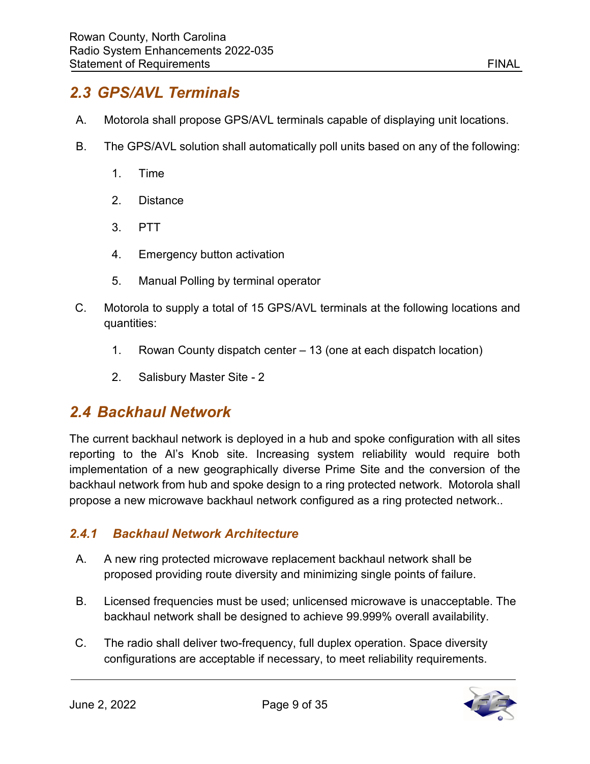## 2.3 GPS/AVL Terminals

A. Motorola shall propose GPS/AVL terminals capable of displaying unit locations.

B. The GPS/AVL solution shall automatically poll units based on any of the following:

   1. Time
   2. Distance
   3. PTT
   4. Emergency button activation
   5. Manual Polling by terminal operator

C. Motorola to supply a total of 15 GPS/AVL terminals at the following locations and quantities:

   1. Rowan County dispatch center – 13 (one at each dispatch location)
   2. Salisbury Master Site - 2

## 2.4 Backhaul Network

The current backhaul network is deployed in a hub and spoke configuration with all sites reporting to the Al's Knob site. Increasing system reliability would require both implementation of a new geographically diverse Prime Site and the conversion of the backhaul network from hub and spoke design to a ring protected network. Motorola shall propose a new microwave backhaul network configured as a ring protected network..

### 2.4.1 Backhaul Network Architecture

A. A new ring protected microwave replacement backhaul network shall be proposed providing route diversity and minimizing single points of failure.

B. Licensed frequencies must be used; unlicensed microwave is unacceptable. The backhaul network shall be designed to achieve 99.999% overall availability.

C. The radio shall deliver two-frequency, full duplex operation. Space diversity configurations are acceptable if necessary, to meet reliability requirements.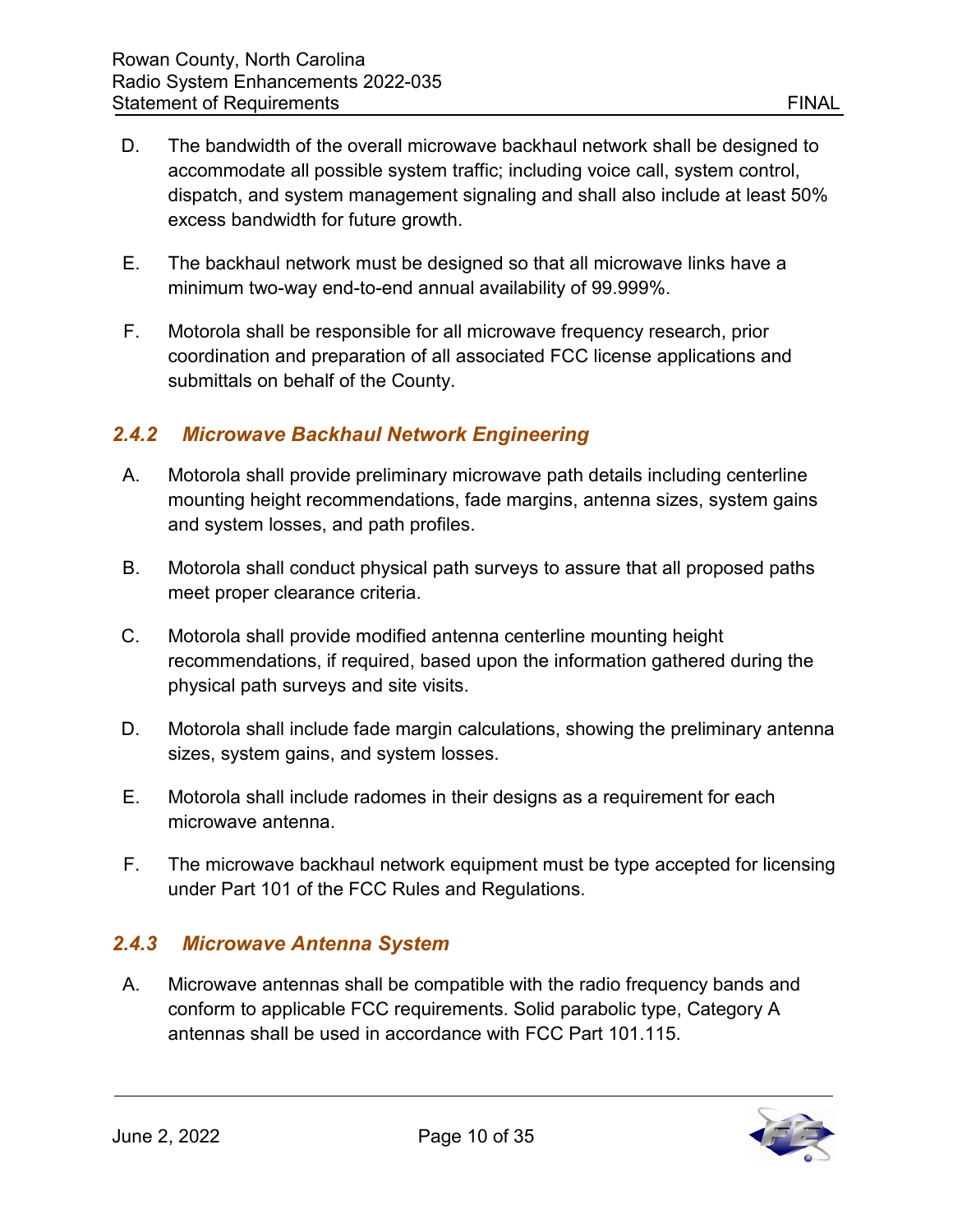D. The bandwidth of the overall microwave backhaul network shall be designed to accommodate all possible system traffic; including voice call, system control, dispatch, and system management signaling and shall also include at least 50% excess bandwidth for future growth.

E. The backhaul network must be designed so that all microwave links have a minimum two-way end-to-end annual availability of 99.999%.

F. Motorola shall be responsible for all microwave frequency research, prior coordination and preparation of all associated FCC license applications and submittals on behalf of the County.

### *2.4.2 Microwave Backhaul Network Engineering*

A. Motorola shall provide preliminary microwave path details including centerline mounting height recommendations, fade margins, antenna sizes, system gains and system losses, and path profiles.

B. Motorola shall conduct physical path surveys to assure that all proposed paths meet proper clearance criteria.

C. Motorola shall provide modified antenna centerline mounting height recommendations, if required, based upon the information gathered during the physical path surveys and site visits.

D. Motorola shall include fade margin calculations, showing the preliminary antenna sizes, system gains, and system losses.

E. Motorola shall include radomes in their designs as a requirement for each microwave antenna.

F. The microwave backhaul network equipment must be type accepted for licensing under Part 101 of the FCC Rules and Regulations.

### *2.4.3 Microwave Antenna System*

A. Microwave antennas shall be compatible with the radio frequency bands and conform to applicable FCC requirements. Solid parabolic type, Category A antennas shall be used in accordance with FCC Part 101.115.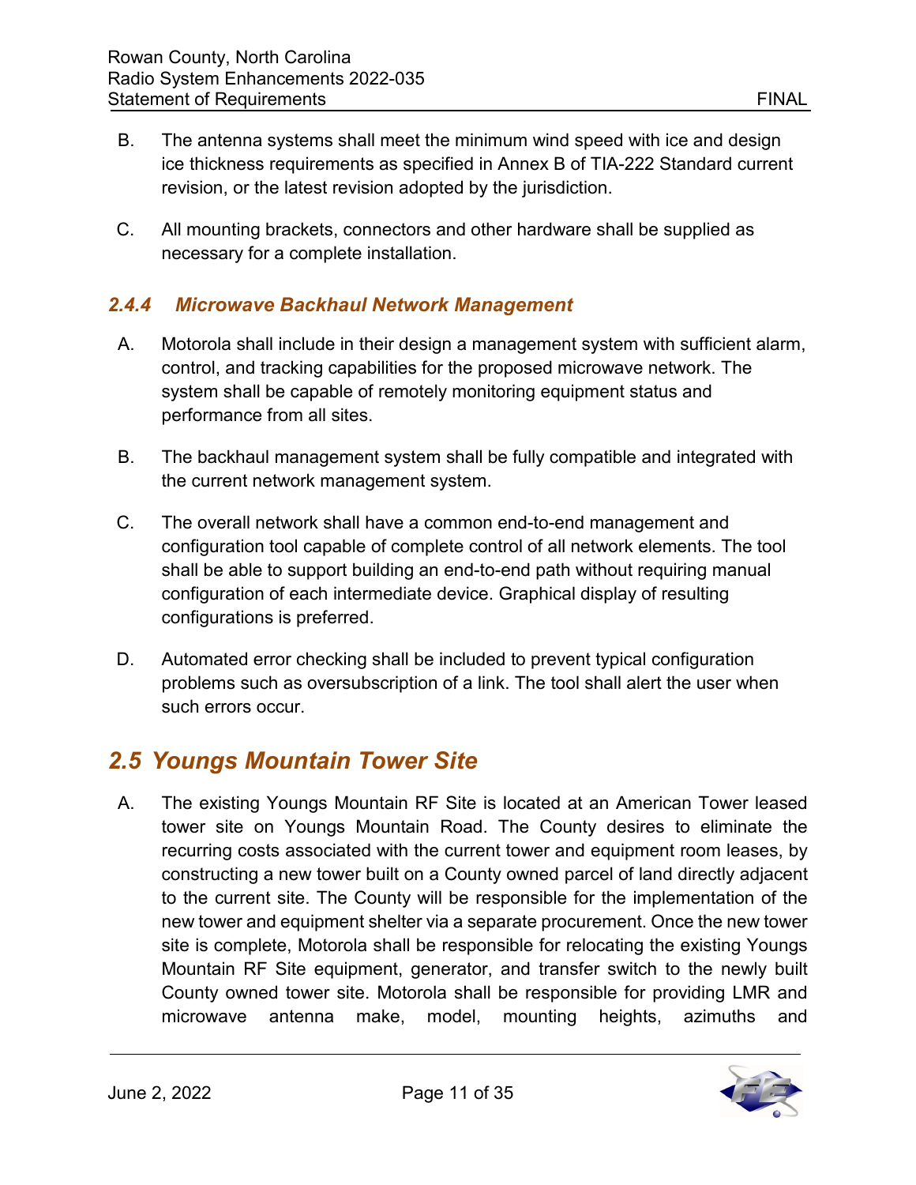B. The antenna systems shall meet the minimum wind speed with ice and design ice thickness requirements as specified in Annex B of TIA-222 Standard current revision, or the latest revision adopted by the jurisdiction.

C. All mounting brackets, connectors and other hardware shall be supplied as necessary for a complete installation.

### *2.4.4 Microwave Backhaul Network Management*

A. Motorola shall include in their design a management system with sufficient alarm, control, and tracking capabilities for the proposed microwave network. The system shall be capable of remotely monitoring equipment status and performance from all sites.

B. The backhaul management system shall be fully compatible and integrated with the current network management system.

C. The overall network shall have a common end-to-end management and configuration tool capable of complete control of all network elements. The tool shall be able to support building an end-to-end path without requiring manual configuration of each intermediate device. Graphical display of resulting configurations is preferred.

D. Automated error checking shall be included to prevent typical configuration problems such as oversubscription of a link. The tool shall alert the user when such errors occur.

## *2.5 Youngs Mountain Tower Site*

A. The existing Youngs Mountain RF Site is located at an American Tower leased tower site on Youngs Mountain Road. The County desires to eliminate the recurring costs associated with the current tower and equipment room leases, by constructing a new tower built on a County owned parcel of land directly adjacent to the current site. The County will be responsible for the implementation of the new tower and equipment shelter via a separate procurement. Once the new tower site is complete, Motorola shall be responsible for relocating the existing Youngs Mountain RF Site equipment, generator, and transfer switch to the newly built County owned tower site. Motorola shall be responsible for providing LMR and microwave antenna make, model, mounting heights, azimuths and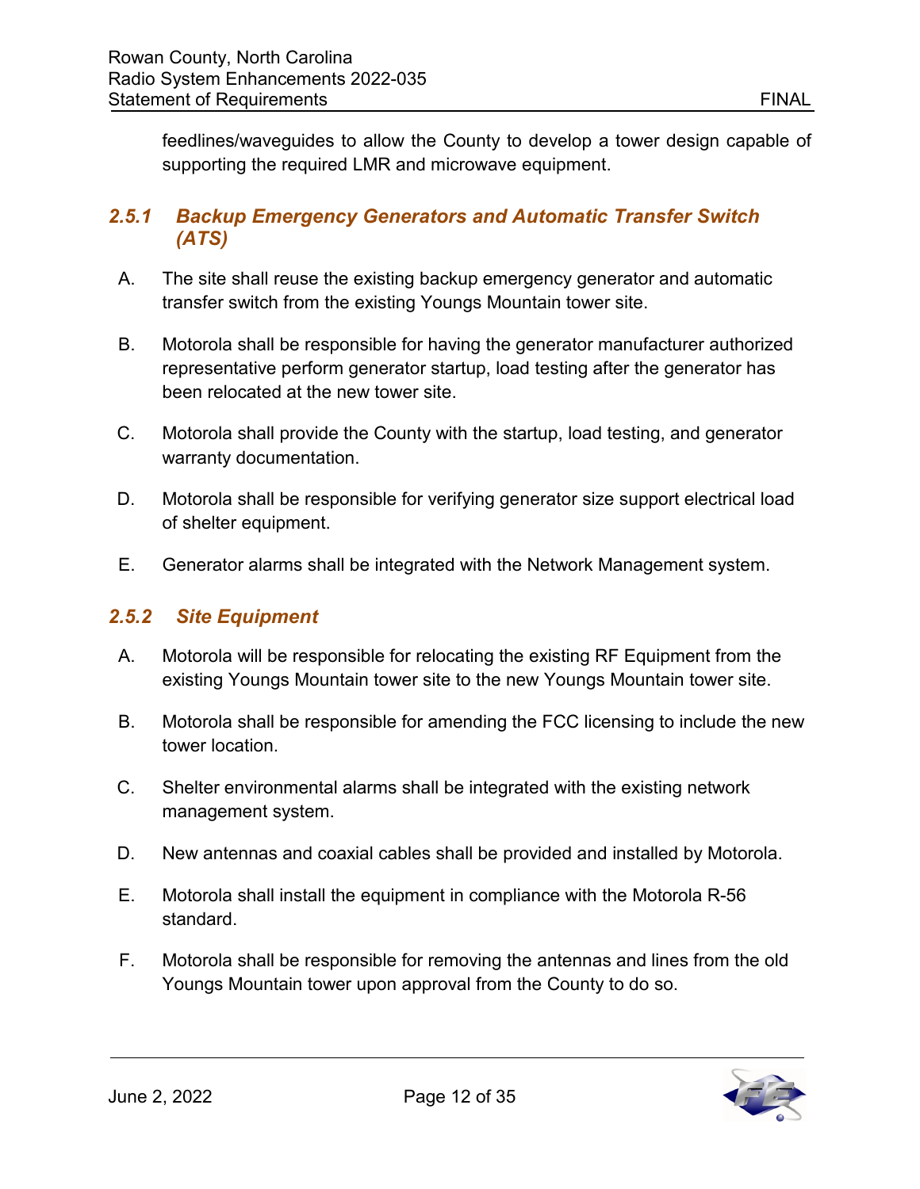feedlines/waveguides to allow the County to develop a tower design capable of supporting the required LMR and microwave equipment.

### 2.5.1 Backup Emergency Generators and Automatic Transfer Switch (ATS)

A. The site shall reuse the existing backup emergency generator and automatic transfer switch from the existing Youngs Mountain tower site.

B. Motorola shall be responsible for having the generator manufacturer authorized representative perform generator startup, load testing after the generator has been relocated at the new tower site.

C. Motorola shall provide the County with the startup, load testing, and generator warranty documentation.

D. Motorola shall be responsible for verifying generator size support electrical load of shelter equipment.

E. Generator alarms shall be integrated with the Network Management system.

### 2.5.2 Site Equipment

A. Motorola will be responsible for relocating the existing RF Equipment from the existing Youngs Mountain tower site to the new Youngs Mountain tower site.

B. Motorola shall be responsible for amending the FCC licensing to include the new tower location.

C. Shelter environmental alarms shall be integrated with the existing network management system.

D. New antennas and coaxial cables shall be provided and installed by Motorola.

E. Motorola shall install the equipment in compliance with the Motorola R-56 standard.

F. Motorola shall be responsible for removing the antennas and lines from the old Youngs Mountain tower upon approval from the County to do so.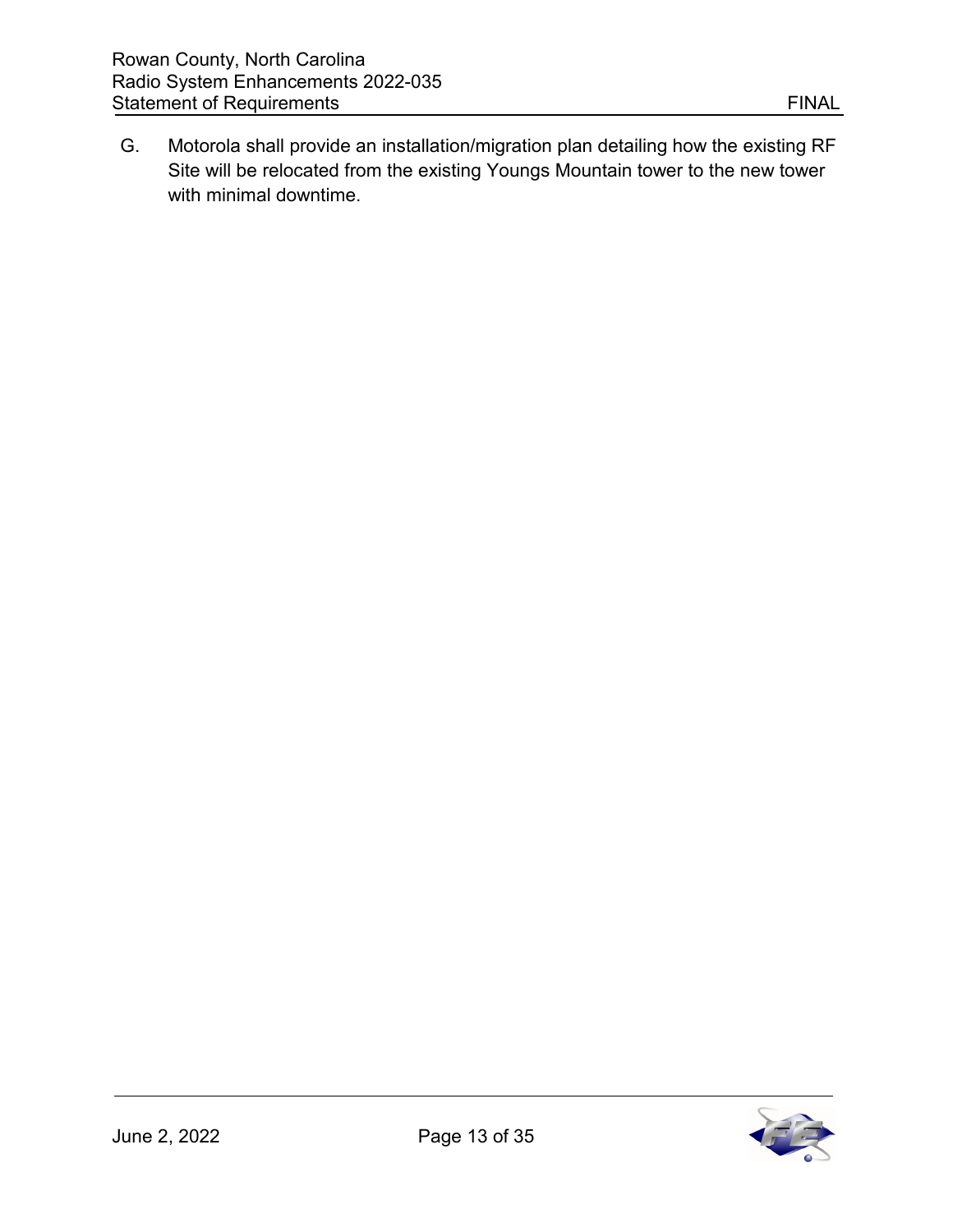G. Motorola shall provide an installation/migration plan detailing how the existing RF Site will be relocated from the existing Youngs Mountain tower to the new tower with minimal downtime.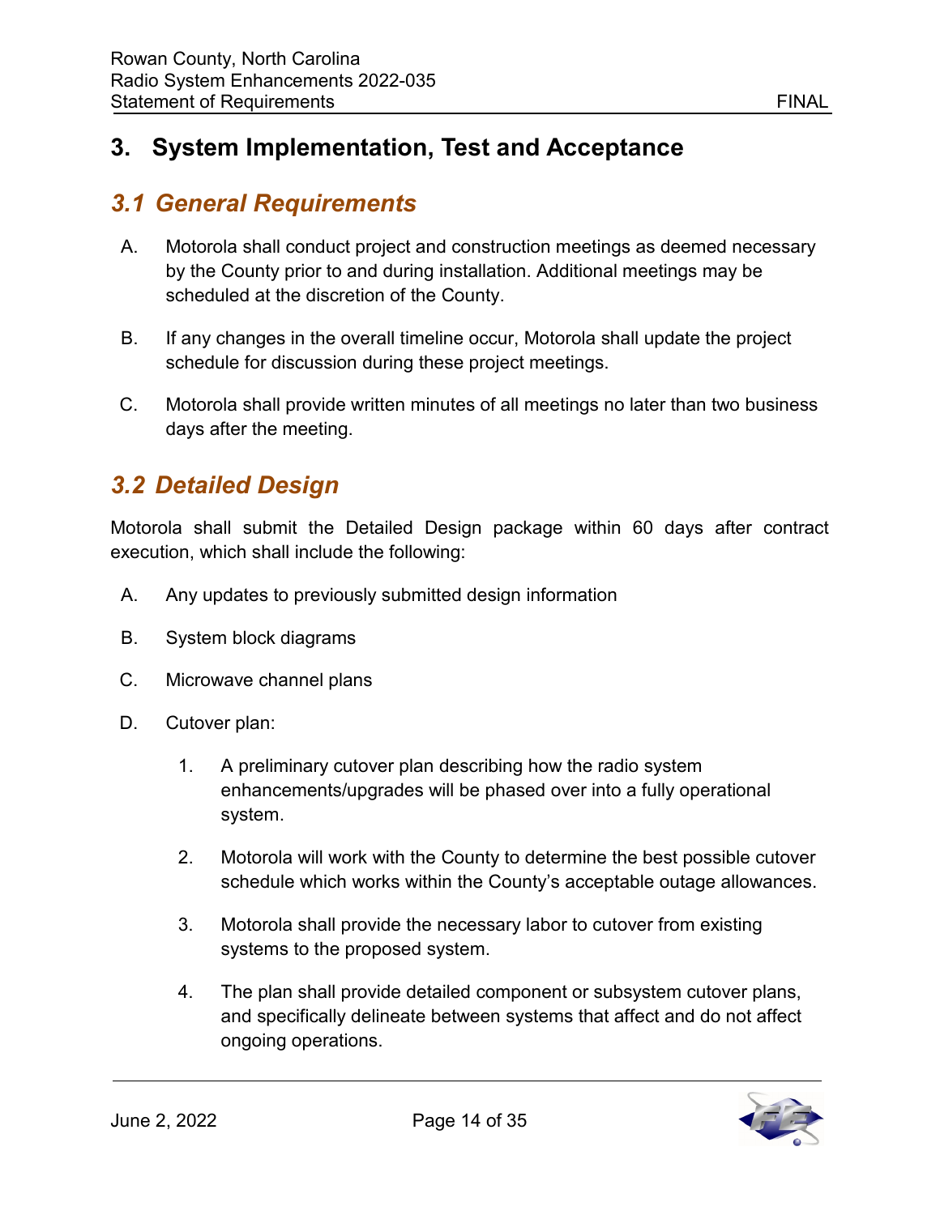# 3. System Implementation, Test and Acceptance

## 3.1 General Requirements

A. Motorola shall conduct project and construction meetings as deemed necessary by the County prior to and during installation. Additional meetings may be scheduled at the discretion of the County.

B. If any changes in the overall timeline occur, Motorola shall update the project schedule for discussion during these project meetings.

C. Motorola shall provide written minutes of all meetings no later than two business days after the meeting.

## 3.2 Detailed Design

Motorola shall submit the Detailed Design package within 60 days after contract execution, which shall include the following:

A. Any updates to previously submitted design information

B. System block diagrams

C. Microwave channel plans

D. Cutover plan:

1. A preliminary cutover plan describing how the radio system enhancements/upgrades will be phased over into a fully operational system.

2. Motorola will work with the County to determine the best possible cutover schedule which works within the County's acceptable outage allowances.

3. Motorola shall provide the necessary labor to cutover from existing systems to the proposed system.

4. The plan shall provide detailed component or subsystem cutover plans, and specifically delineate between systems that affect and do not affect ongoing operations.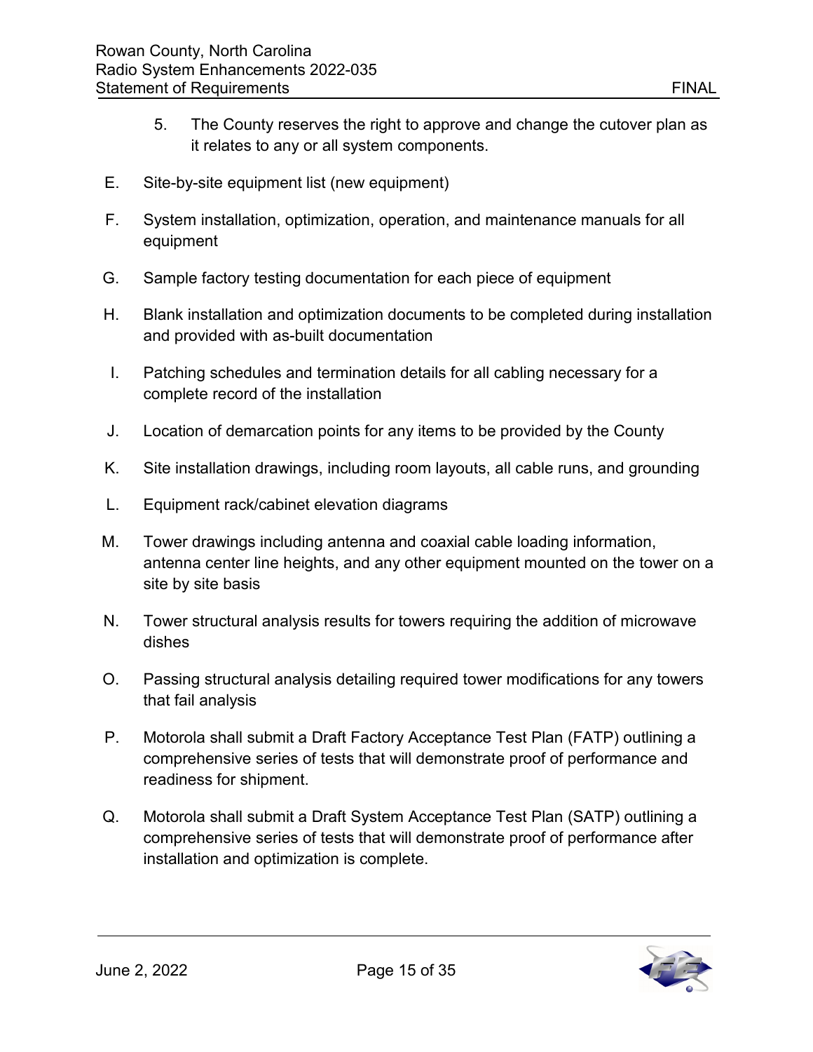5. The County reserves the right to approve and change the cutover plan as it relates to any or all system components.

E. Site-by-site equipment list (new equipment)

F. System installation, optimization, operation, and maintenance manuals for all equipment

G. Sample factory testing documentation for each piece of equipment

H. Blank installation and optimization documents to be completed during installation and provided with as-built documentation

I. Patching schedules and termination details for all cabling necessary for a complete record of the installation

J. Location of demarcation points for any items to be provided by the County

K. Site installation drawings, including room layouts, all cable runs, and grounding

L. Equipment rack/cabinet elevation diagrams

M. Tower drawings including antenna and coaxial cable loading information, antenna center line heights, and any other equipment mounted on the tower on a site by site basis

N. Tower structural analysis results for towers requiring the addition of microwave dishes

O. Passing structural analysis detailing required tower modifications for any towers that fail analysis

P. Motorola shall submit a Draft Factory Acceptance Test Plan (FATP) outlining a comprehensive series of tests that will demonstrate proof of performance and readiness for shipment.

Q. Motorola shall submit a Draft System Acceptance Test Plan (SATP) outlining a comprehensive series of tests that will demonstrate proof of performance after installation and optimization is complete.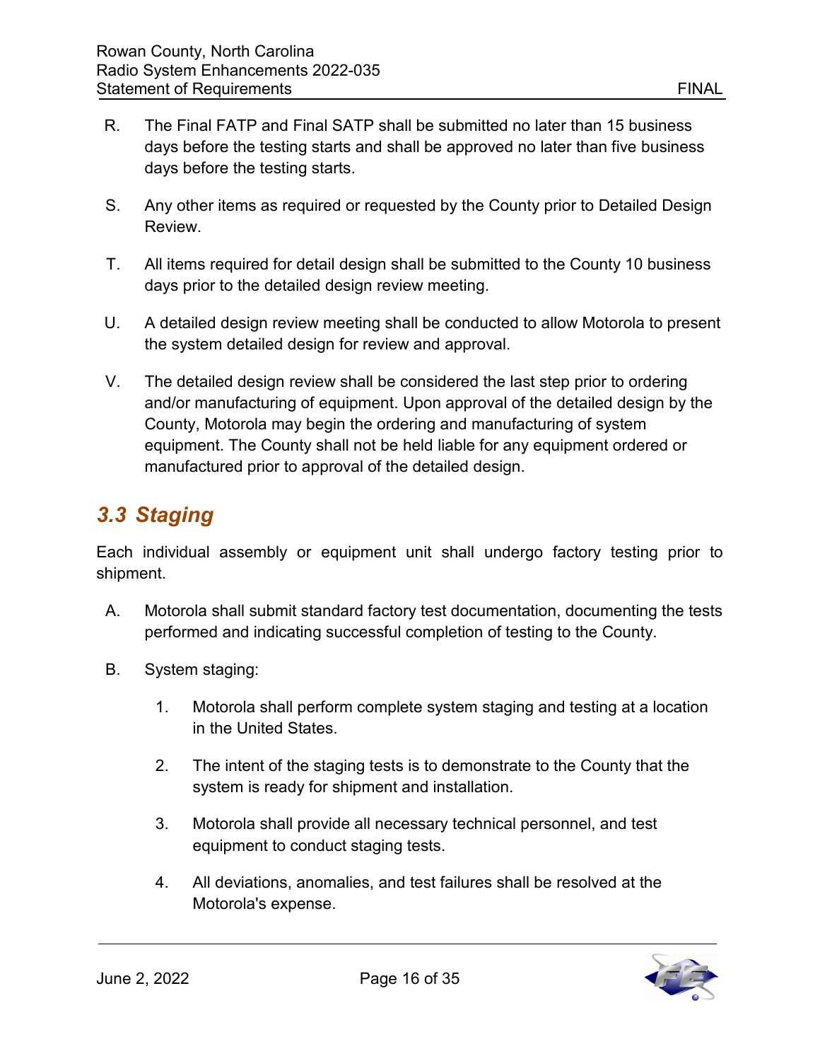R. The Final FATP and Final SATP shall be submitted no later than 15 business days before the testing starts and shall be approved no later than five business days before the testing starts.

S. Any other items as required or requested by the County prior to Detailed Design Review.

T. All items required for detail design shall be submitted to the County 10 business days prior to the detailed design review meeting.

U. A detailed design review meeting shall be conducted to allow Motorola to present the system detailed design for review and approval.

V. The detailed design review shall be considered the last step prior to ordering and/or manufacturing of equipment. Upon approval of the detailed design by the County, Motorola may begin the ordering and manufacturing of system equipment. The County shall not be held liable for any equipment ordered or manufactured prior to approval of the detailed design.

## 3.3 Staging

Each individual assembly or equipment unit shall undergo factory testing prior to shipment.

A. Motorola shall submit standard factory test documentation, documenting the tests performed and indicating successful completion of testing to the County.

B. System staging:

1. Motorola shall perform complete system staging and testing at a location in the United States.

2. The intent of the staging tests is to demonstrate to the County that the system is ready for shipment and installation.

3. Motorola shall provide all necessary technical personnel, and test equipment to conduct staging tests.

4. All deviations, anomalies, and test failures shall be resolved at the Motorola's expense.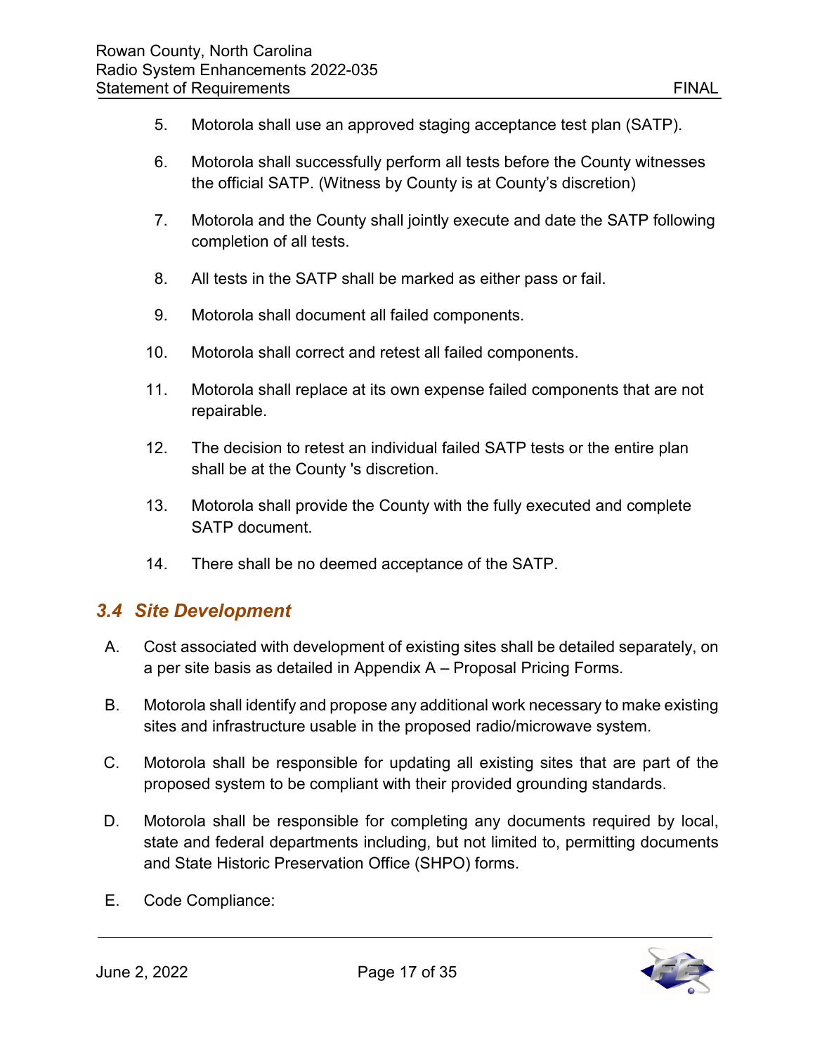5. Motorola shall use an approved staging acceptance test plan (SATP).

6. Motorola shall successfully perform all tests before the County witnesses the official SATP. (Witness by County is at County's discretion)

7. Motorola and the County shall jointly execute and date the SATP following completion of all tests.

8. All tests in the SATP shall be marked as either pass or fail.

9. Motorola shall document all failed components.

10. Motorola shall correct and retest all failed components.

11. Motorola shall replace at its own expense failed components that are not repairable.

12. The decision to retest an individual failed SATP tests or the entire plan shall be at the County 's discretion.

13. Motorola shall provide the County with the fully executed and complete SATP document.

14. There shall be no deemed acceptance of the SATP.

## *3.4 Site Development*

A. Cost associated with development of existing sites shall be detailed separately, on a per site basis as detailed in Appendix A – Proposal Pricing Forms.

B. Motorola shall identify and propose any additional work necessary to make existing sites and infrastructure usable in the proposed radio/microwave system.

C. Motorola shall be responsible for updating all existing sites that are part of the proposed system to be compliant with their provided grounding standards.

D. Motorola shall be responsible for completing any documents required by local, state and federal departments including, but not limited to, permitting documents and State Historic Preservation Office (SHPO) forms.

E. Code Compliance: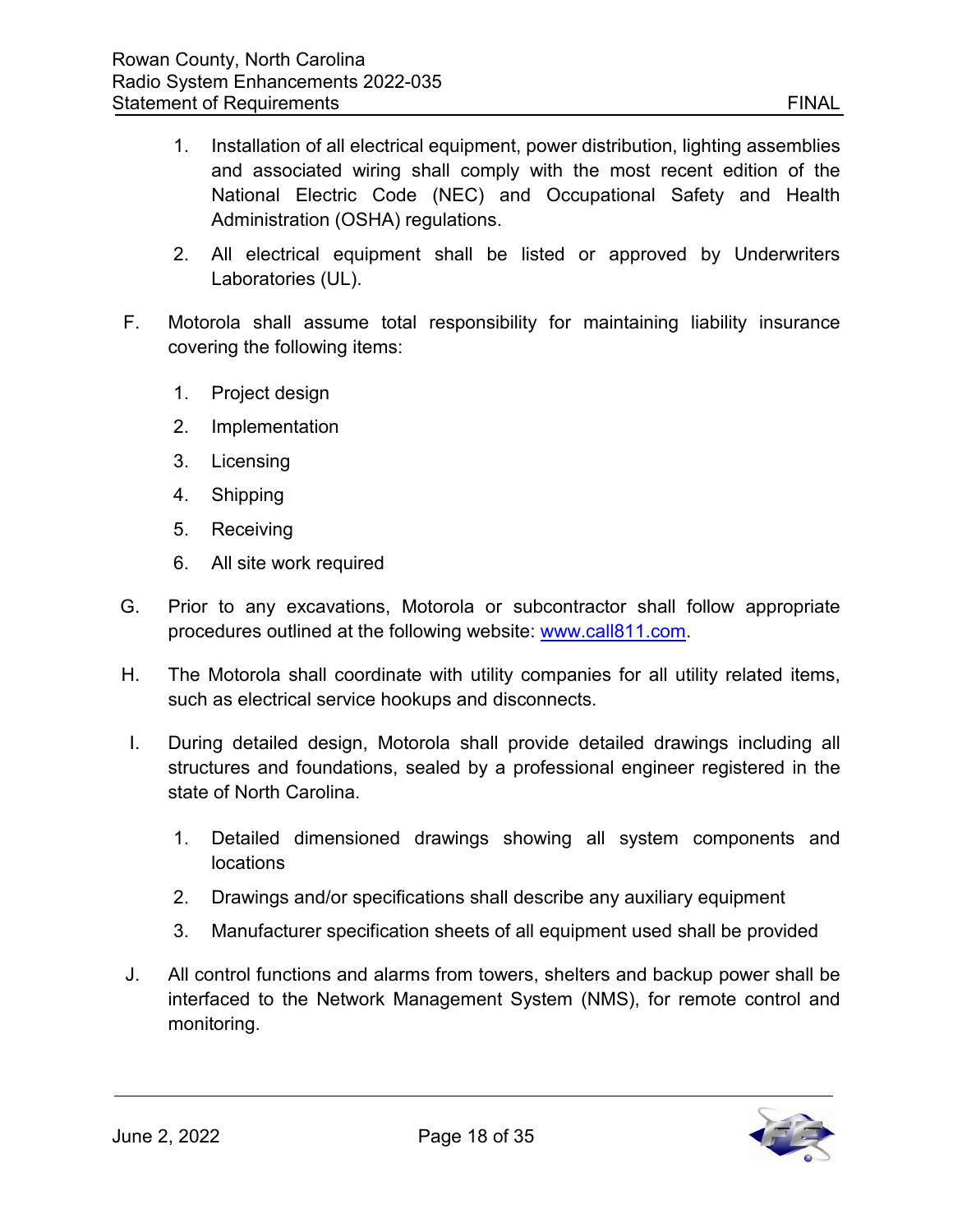1. Installation of all electrical equipment, power distribution, lighting assemblies and associated wiring shall comply with the most recent edition of the National Electric Code (NEC) and Occupational Safety and Health Administration (OSHA) regulations.

2. All electrical equipment shall be listed or approved by Underwriters Laboratories (UL).

F. Motorola shall assume total responsibility for maintaining liability insurance covering the following items:

   1. Project design
   2. Implementation
   3. Licensing
   4. Shipping
   5. Receiving
   6. All site work required

G. Prior to any excavations, Motorola or subcontractor shall follow appropriate procedures outlined at the following website: [www.call811.com](http://www.call811.com).

H. The Motorola shall coordinate with utility companies for all utility related items, such as electrical service hookups and disconnects.

I. During detailed design, Motorola shall provide detailed drawings including all structures and foundations, sealed by a professional engineer registered in the state of North Carolina.

   1. Detailed dimensioned drawings showing all system components and locations
   2. Drawings and/or specifications shall describe any auxiliary equipment
   3. Manufacturer specification sheets of all equipment used shall be provided

J. All control functions and alarms from towers, shelters and backup power shall be interfaced to the Network Management System (NMS), for remote control and monitoring.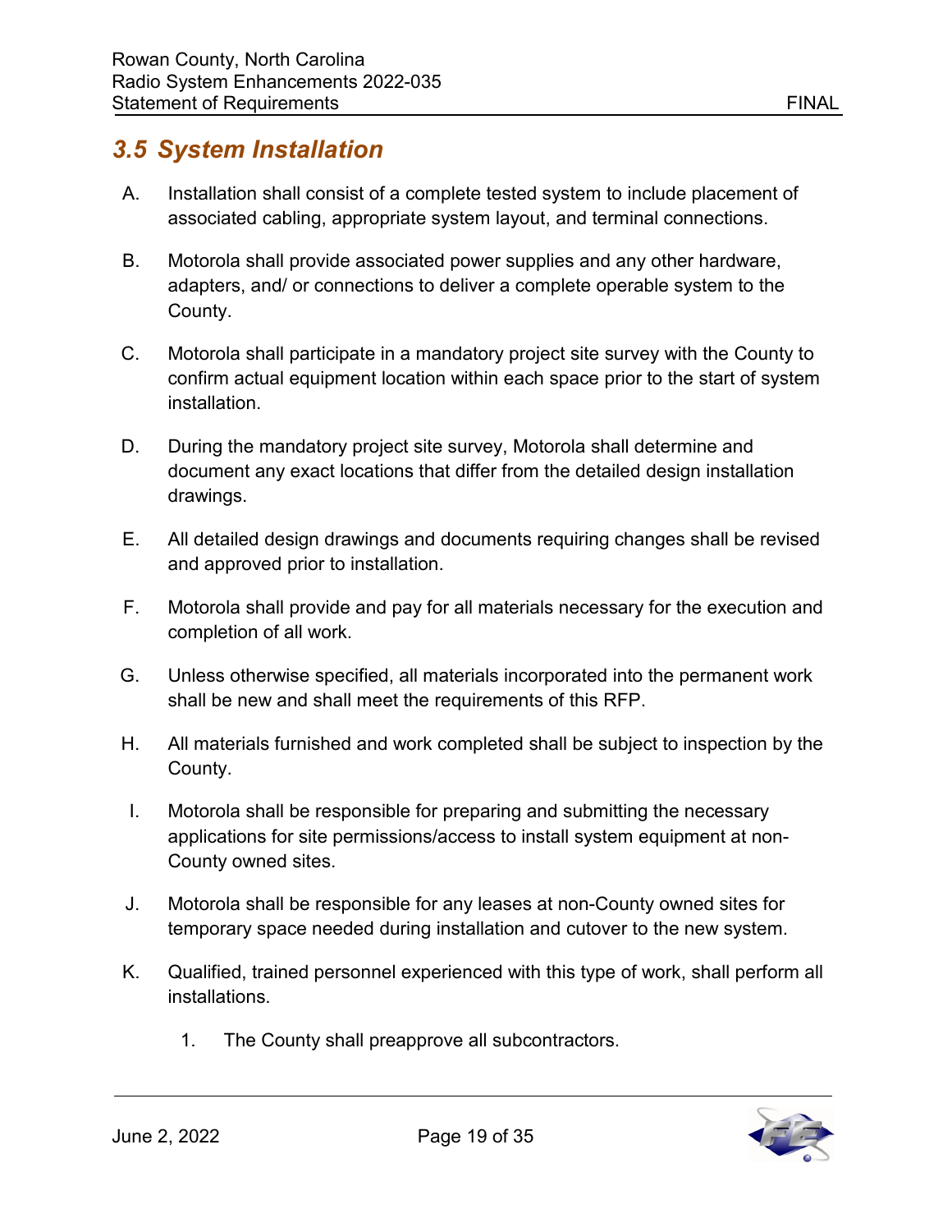## *3.5 System Installation*

A. Installation shall consist of a complete tested system to include placement of associated cabling, appropriate system layout, and terminal connections.

B. Motorola shall provide associated power supplies and any other hardware, adapters, and/ or connections to deliver a complete operable system to the County.

C. Motorola shall participate in a mandatory project site survey with the County to confirm actual equipment location within each space prior to the start of system installation.

D. During the mandatory project site survey, Motorola shall determine and document any exact locations that differ from the detailed design installation drawings.

E. All detailed design drawings and documents requiring changes shall be revised and approved prior to installation.

F. Motorola shall provide and pay for all materials necessary for the execution and completion of all work.

G. Unless otherwise specified, all materials incorporated into the permanent work shall be new and shall meet the requirements of this RFP.

H. All materials furnished and work completed shall be subject to inspection by the County.

I. Motorola shall be responsible for preparing and submitting the necessary applications for site permissions/access to install system equipment at non-County owned sites.

J. Motorola shall be responsible for any leases at non-County owned sites for temporary space needed during installation and cutover to the new system.

K. Qualified, trained personnel experienced with this type of work, shall perform all installations.

   1. The County shall preapprove all subcontractors.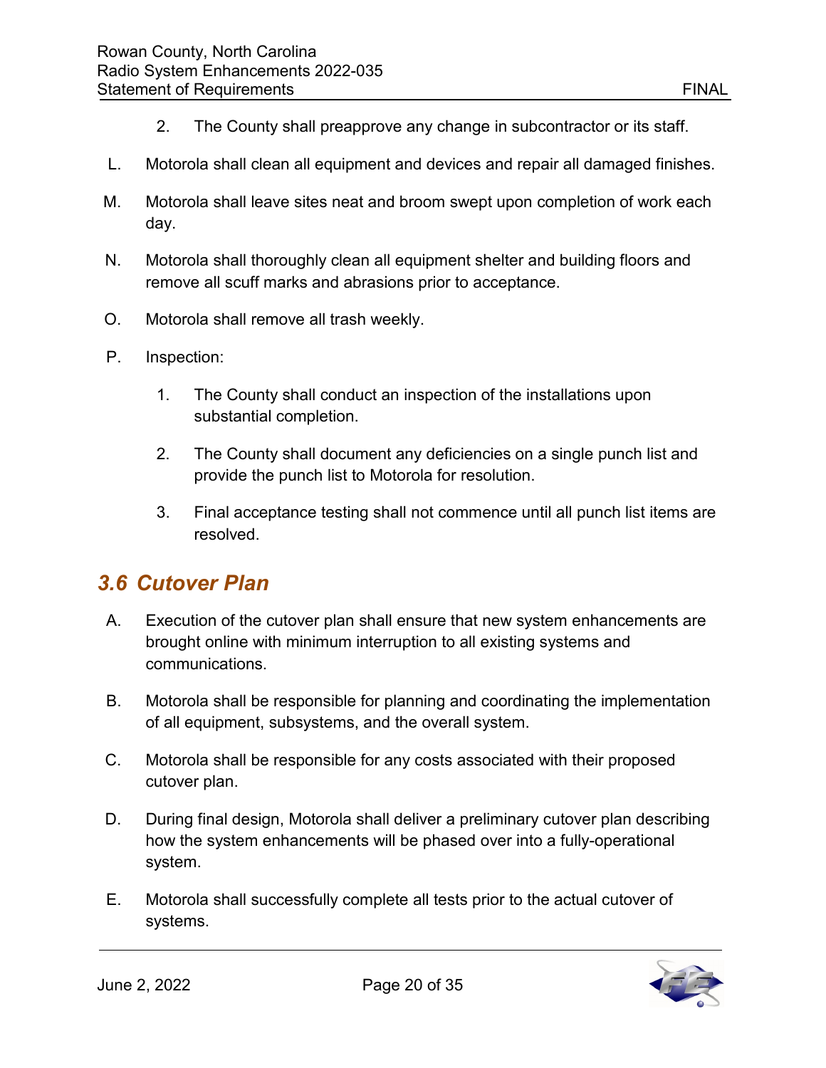2. The County shall preapprove any change in subcontractor or its staff.

L. Motorola shall clean all equipment and devices and repair all damaged finishes.

M. Motorola shall leave sites neat and broom swept upon completion of work each day.

N. Motorola shall thoroughly clean all equipment shelter and building floors and remove all scuff marks and abrasions prior to acceptance.

O. Motorola shall remove all trash weekly.

P. Inspection:

1. The County shall conduct an inspection of the installations upon substantial completion.

2. The County shall document any deficiencies on a single punch list and provide the punch list to Motorola for resolution.

3. Final acceptance testing shall not commence until all punch list items are resolved.

## *3.6 Cutover Plan*

A. Execution of the cutover plan shall ensure that new system enhancements are brought online with minimum interruption to all existing systems and communications.

B. Motorola shall be responsible for planning and coordinating the implementation of all equipment, subsystems, and the overall system.

C. Motorola shall be responsible for any costs associated with their proposed cutover plan.

D. During final design, Motorola shall deliver a preliminary cutover plan describing how the system enhancements will be phased over into a fully-operational system.

E. Motorola shall successfully complete all tests prior to the actual cutover of systems.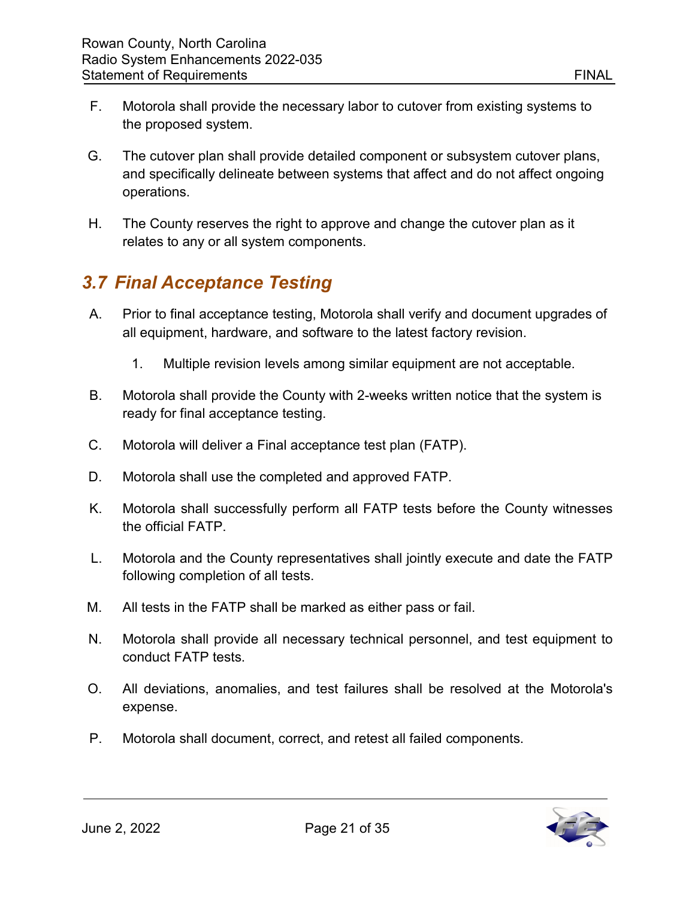F. Motorola shall provide the necessary labor to cutover from existing systems to the proposed system.

G. The cutover plan shall provide detailed component or subsystem cutover plans, and specifically delineate between systems that affect and do not affect ongoing operations.

H. The County reserves the right to approve and change the cutover plan as it relates to any or all system components.

## 3.7 Final Acceptance Testing

A. Prior to final acceptance testing, Motorola shall verify and document upgrades of all equipment, hardware, and software to the latest factory revision.

   1. Multiple revision levels among similar equipment are not acceptable.

B. Motorola shall provide the County with 2-weeks written notice that the system is ready for final acceptance testing.

C. Motorola will deliver a Final acceptance test plan (FATP).

D. Motorola shall use the completed and approved FATP.

K. Motorola shall successfully perform all FATP tests before the County witnesses the official FATP.

L. Motorola and the County representatives shall jointly execute and date the FATP following completion of all tests.

M. All tests in the FATP shall be marked as either pass or fail.

N. Motorola shall provide all necessary technical personnel, and test equipment to conduct FATP tests.

O. All deviations, anomalies, and test failures shall be resolved at the Motorola's expense.

P. Motorola shall document, correct, and retest all failed components.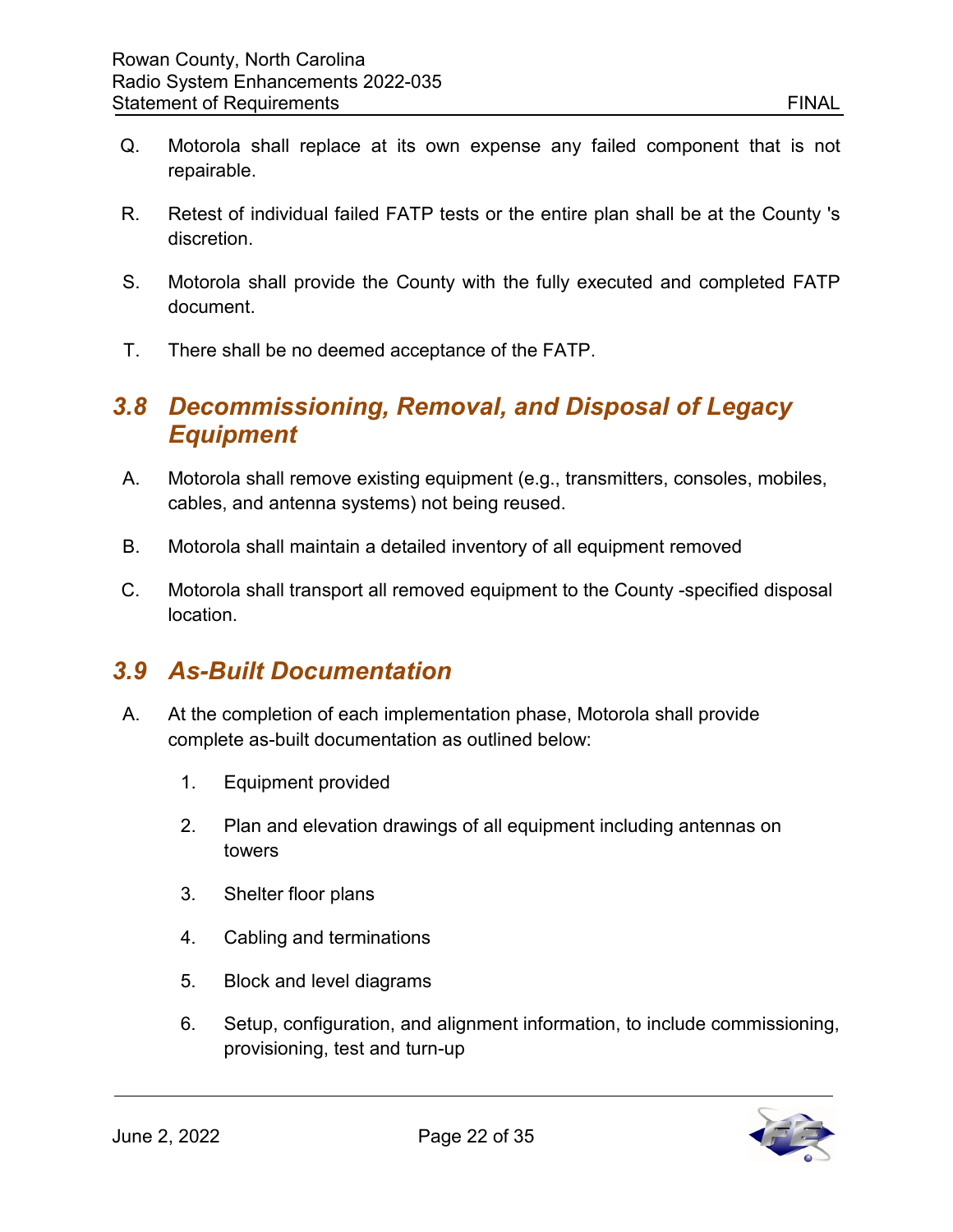Q. Motorola shall replace at its own expense any failed component that is not repairable.

R. Retest of individual failed FATP tests or the entire plan shall be at the County 's discretion.

S. Motorola shall provide the County with the fully executed and completed FATP document.

T. There shall be no deemed acceptance of the FATP.

## *3.8 Decommissioning, Removal, and Disposal of Legacy Equipment*

A. Motorola shall remove existing equipment (e.g., transmitters, consoles, mobiles, cables, and antenna systems) not being reused.

B. Motorola shall maintain a detailed inventory of all equipment removed

C. Motorola shall transport all removed equipment to the County -specified disposal location.

## *3.9 As-Built Documentation*

A. At the completion of each implementation phase, Motorola shall provide complete as-built documentation as outlined below:

   1. Equipment provided

   2. Plan and elevation drawings of all equipment including antennas on towers

   3. Shelter floor plans

   4. Cabling and terminations

   5. Block and level diagrams

   6. Setup, configuration, and alignment information, to include commissioning, provisioning, test and turn-up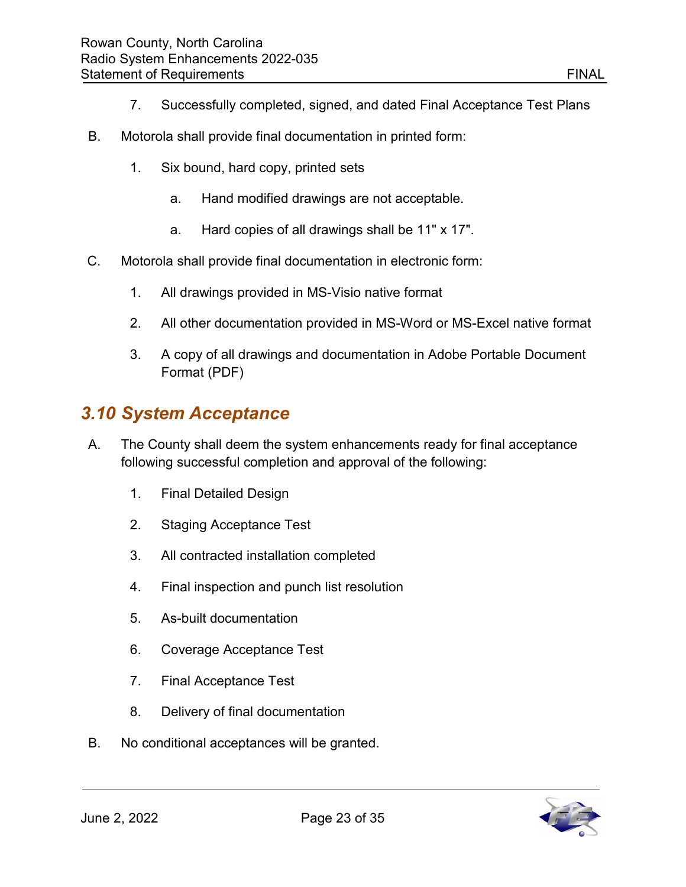7. Successfully completed, signed, and dated Final Acceptance Test Plans

B. Motorola shall provide final documentation in printed form:

   1. Six bound, hard copy, printed sets

      a. Hand modified drawings are not acceptable.

      a. Hard copies of all drawings shall be 11" x 17".

C. Motorola shall provide final documentation in electronic form:

   1. All drawings provided in MS-Visio native format

   2. All other documentation provided in MS-Word or MS-Excel native format

   3. A copy of all drawings and documentation in Adobe Portable Document Format (PDF)

## *3.10 System Acceptance*

A. The County shall deem the system enhancements ready for final acceptance following successful completion and approval of the following:

   1. Final Detailed Design

   2. Staging Acceptance Test

   3. All contracted installation completed

   4. Final inspection and punch list resolution

   5. As-built documentation

   6. Coverage Acceptance Test

   7. Final Acceptance Test

   8. Delivery of final documentation

B. No conditional acceptances will be granted.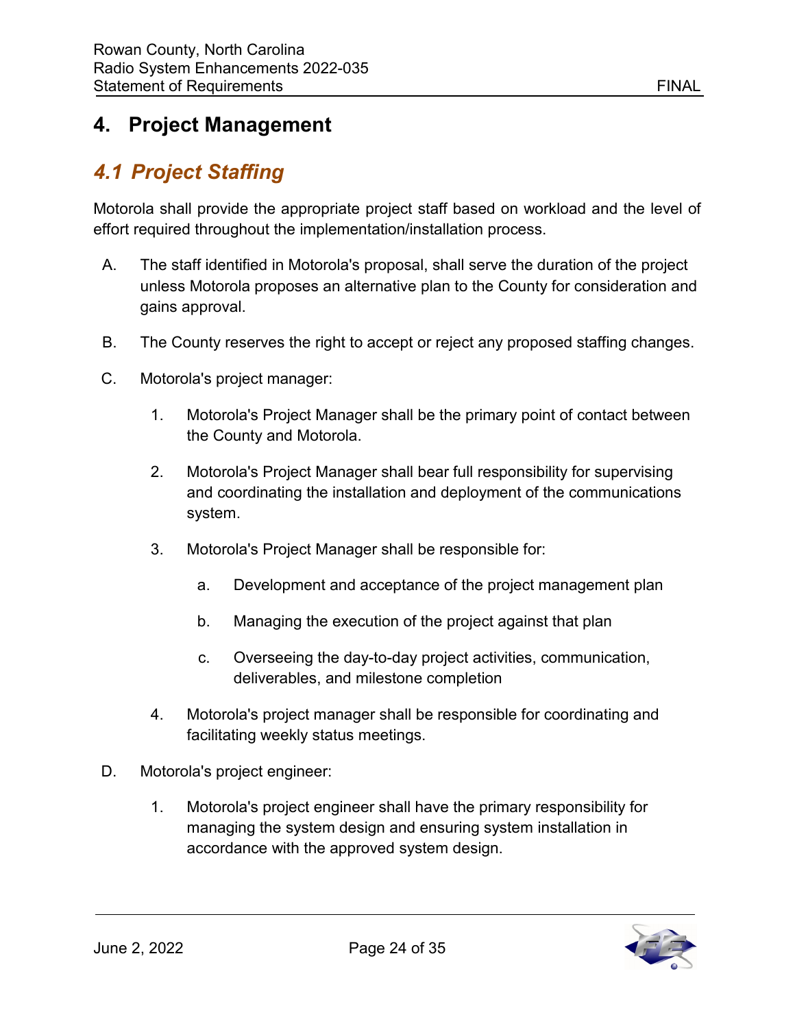# 4. Project Management

## *4.1 Project Staffing*

Motorola shall provide the appropriate project staff based on workload and the level of effort required throughout the implementation/installation process.

A. The staff identified in Motorola's proposal, shall serve the duration of the project unless Motorola proposes an alternative plan to the County for consideration and gains approval.

B. The County reserves the right to accept or reject any proposed staffing changes.

C. Motorola's project manager:

   1. Motorola's Project Manager shall be the primary point of contact between the County and Motorola.

   2. Motorola's Project Manager shall bear full responsibility for supervising and coordinating the installation and deployment of the communications system.

   3. Motorola's Project Manager shall be responsible for:

      a. Development and acceptance of the project management plan

      b. Managing the execution of the project against that plan

      c. Overseeing the day-to-day project activities, communication, deliverables, and milestone completion

   4. Motorola's project manager shall be responsible for coordinating and facilitating weekly status meetings.

D. Motorola's project engineer:

   1. Motorola's project engineer shall have the primary responsibility for managing the system design and ensuring system installation in accordance with the approved system design.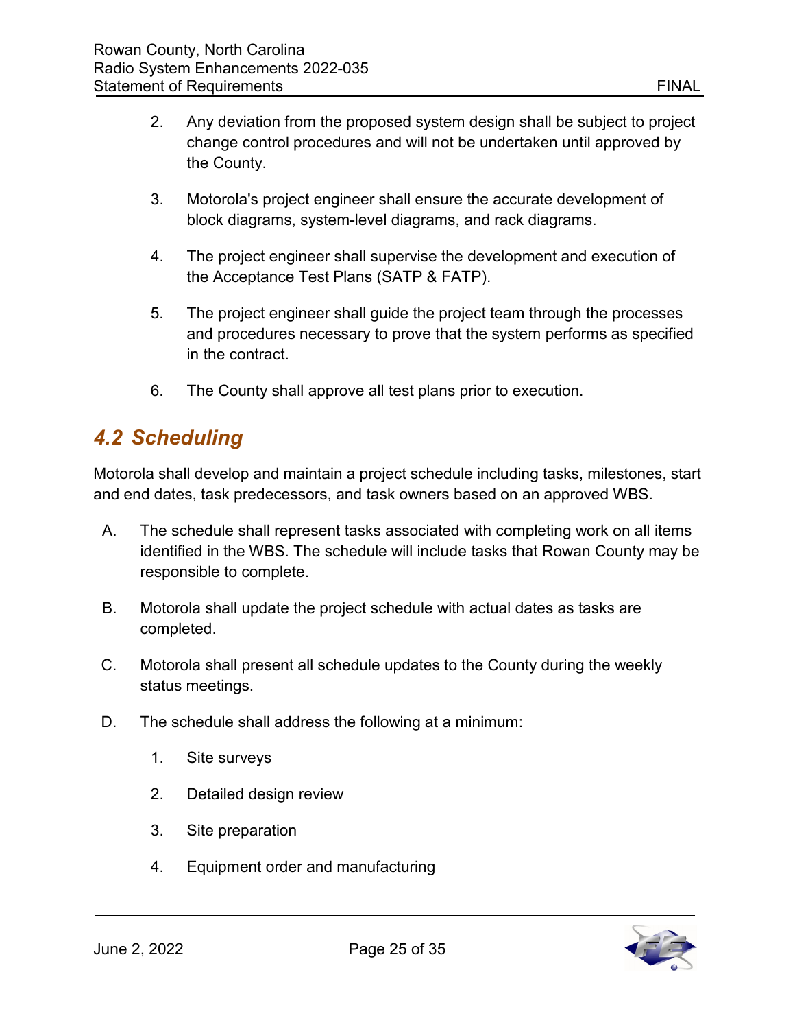2. Any deviation from the proposed system design shall be subject to project change control procedures and will not be undertaken until approved by the County.

3. Motorola's project engineer shall ensure the accurate development of block diagrams, system-level diagrams, and rack diagrams.

4. The project engineer shall supervise the development and execution of the Acceptance Test Plans (SATP & FATP).

5. The project engineer shall guide the project team through the processes and procedures necessary to prove that the system performs as specified in the contract.

6. The County shall approve all test plans prior to execution.

## *4.2 Scheduling*

Motorola shall develop and maintain a project schedule including tasks, milestones, start and end dates, task predecessors, and task owners based on an approved WBS.

A. The schedule shall represent tasks associated with completing work on all items identified in the WBS. The schedule will include tasks that Rowan County may be responsible to complete.

B. Motorola shall update the project schedule with actual dates as tasks are completed.

C. Motorola shall present all schedule updates to the County during the weekly status meetings.

D. The schedule shall address the following at a minimum:

   1. Site surveys

   2. Detailed design review

   3. Site preparation

   4. Equipment order and manufacturing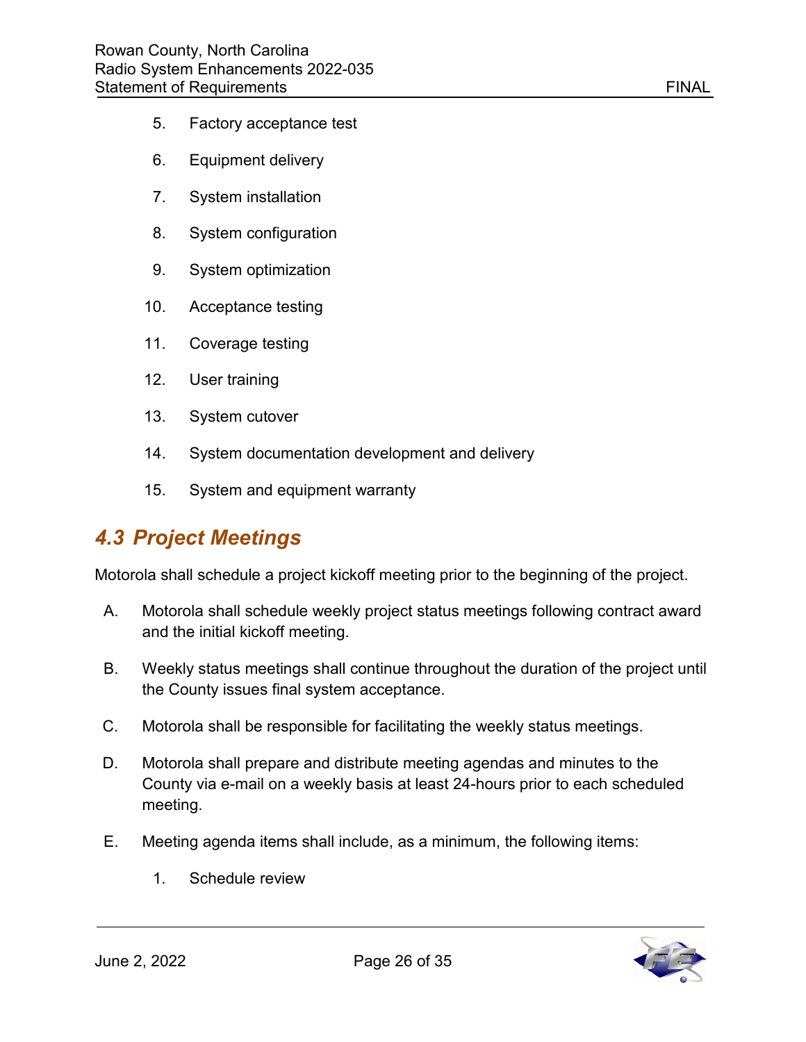5. Factory acceptance test
6. Equipment delivery
7. System installation
8. System configuration
9. System optimization
10. Acceptance testing
11. Coverage testing
12. User training
13. System cutover
14. System documentation development and delivery
15. System and equipment warranty

## 4.3 Project Meetings

Motorola shall schedule a project kickoff meeting prior to the beginning of the project.

A. Motorola shall schedule weekly project status meetings following contract award and the initial kickoff meeting.

B. Weekly status meetings shall continue throughout the duration of the project until the County issues final system acceptance.

C. Motorola shall be responsible for facilitating the weekly status meetings.

D. Motorola shall prepare and distribute meeting agendas and minutes to the County via e-mail on a weekly basis at least 24-hours prior to each scheduled meeting.

E. Meeting agenda items shall include, as a minimum, the following items:

   1. Schedule review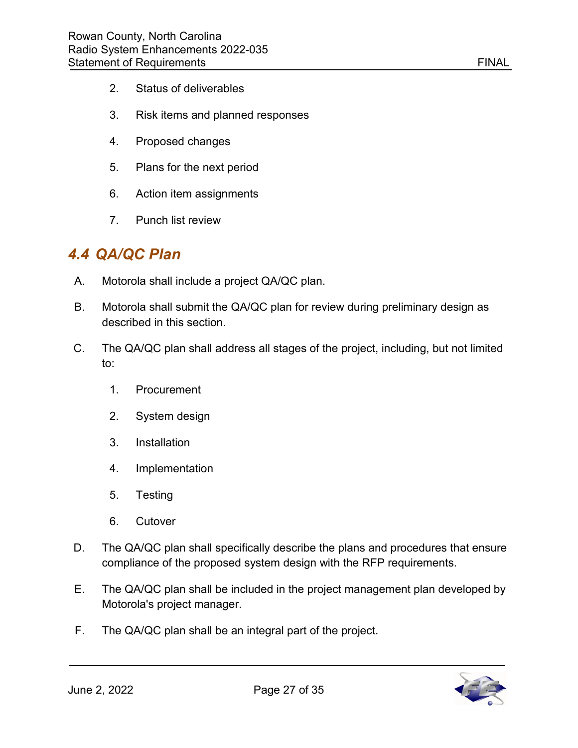2. Status of deliverables

3. Risk items and planned responses

4. Proposed changes

5. Plans for the next period

6. Action item assignments

7. Punch list review

## 4.4 QA/QC Plan

A. Motorola shall include a project QA/QC plan.

B. Motorola shall submit the QA/QC plan for review during preliminary design as described in this section.

C. The QA/QC plan shall address all stages of the project, including, but not limited to:

1. Procurement

2. System design

3. Installation

4. Implementation

5. Testing

6. Cutover

D. The QA/QC plan shall specifically describe the plans and procedures that ensure compliance of the proposed system design with the RFP requirements.

E. The QA/QC plan shall be included in the project management plan developed by Motorola's project manager.

F. The QA/QC plan shall be an integral part of the project.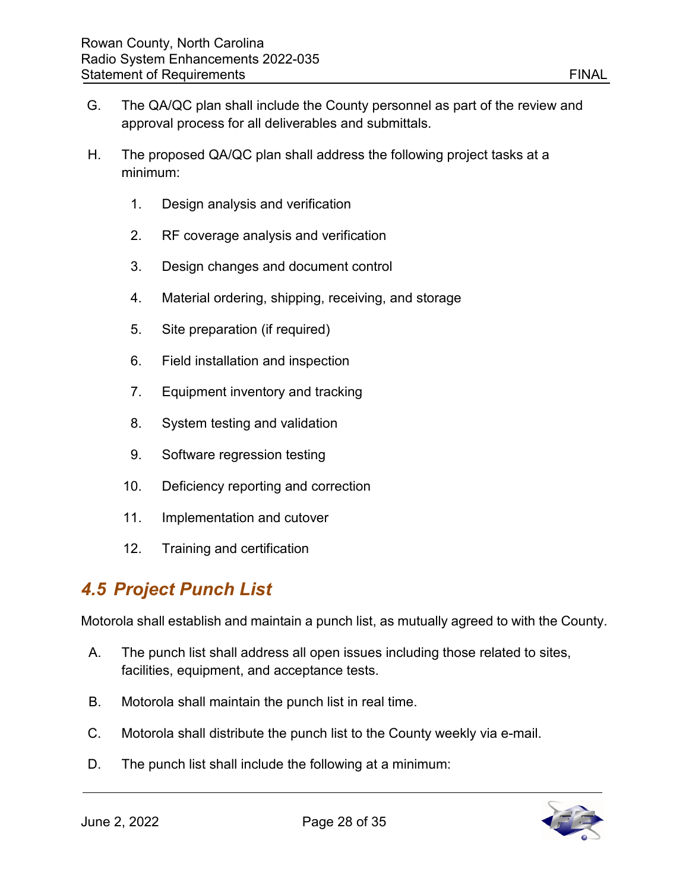G. The QA/QC plan shall include the County personnel as part of the review and approval process for all deliverables and submittals.

H. The proposed QA/QC plan shall address the following project tasks at a minimum:

   1. Design analysis and verification
   2. RF coverage analysis and verification
   3. Design changes and document control
   4. Material ordering, shipping, receiving, and storage
   5. Site preparation (if required)
   6. Field installation and inspection
   7. Equipment inventory and tracking
   8. System testing and validation
   9. Software regression testing
   10. Deficiency reporting and correction
   11. Implementation and cutover
   12. Training and certification

## *4.5 Project Punch List*

Motorola shall establish and maintain a punch list, as mutually agreed to with the County.

A. The punch list shall address all open issues including those related to sites, facilities, equipment, and acceptance tests.

B. Motorola shall maintain the punch list in real time.

C. Motorola shall distribute the punch list to the County weekly via e-mail.

D. The punch list shall include the following at a minimum: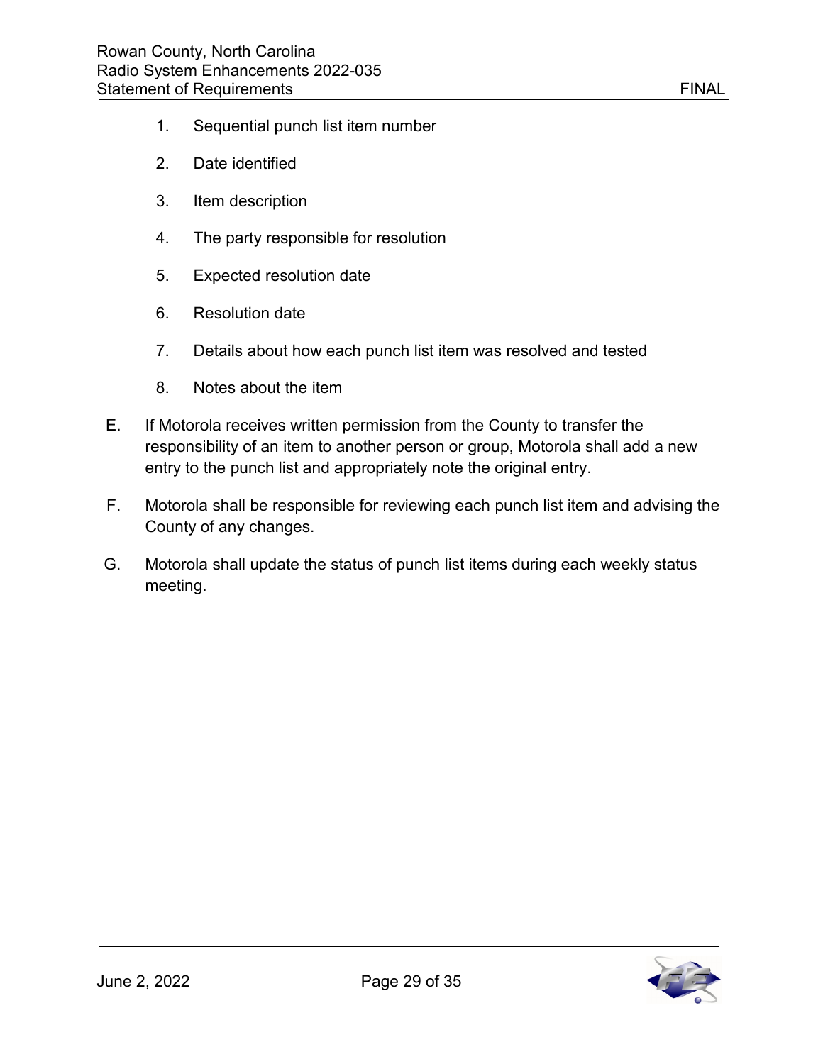1. Sequential punch list item number

2. Date identified

3. Item description

4. The party responsible for resolution

5. Expected resolution date

6. Resolution date

7. Details about how each punch list item was resolved and tested

8. Notes about the item

E. If Motorola receives written permission from the County to transfer the responsibility of an item to another person or group, Motorola shall add a new entry to the punch list and appropriately note the original entry.

F. Motorola shall be responsible for reviewing each punch list item and advising the County of any changes.

G. Motorola shall update the status of punch list items during each weekly status meeting.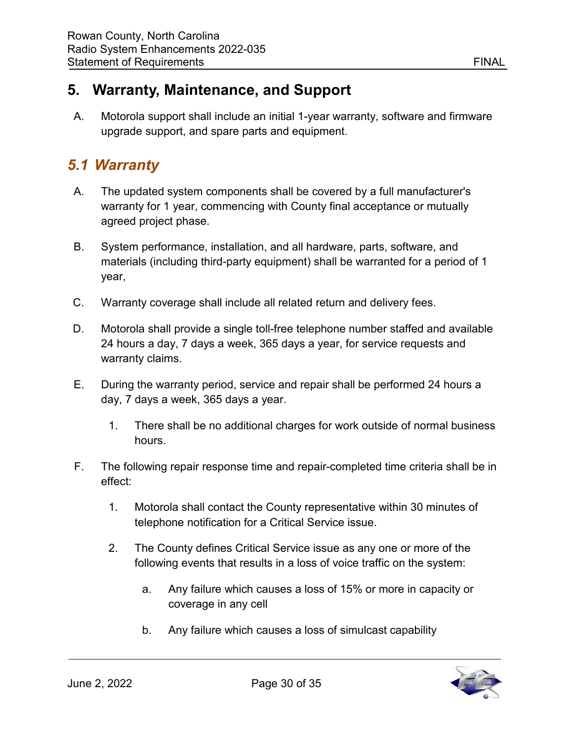# 5. Warranty, Maintenance, and Support

A. Motorola support shall include an initial 1-year warranty, software and firmware upgrade support, and spare parts and equipment.

## *5.1 Warranty*

A. The updated system components shall be covered by a full manufacturer's warranty for 1 year, commencing with County final acceptance or mutually agreed project phase.

B. System performance, installation, and all hardware, parts, software, and materials (including third-party equipment) shall be warranted for a period of 1 year,

C. Warranty coverage shall include all related return and delivery fees.

D. Motorola shall provide a single toll-free telephone number staffed and available 24 hours a day, 7 days a week, 365 days a year, for service requests and warranty claims.

E. During the warranty period, service and repair shall be performed 24 hours a day, 7 days a week, 365 days a year.

   1. There shall be no additional charges for work outside of normal business hours.

F. The following repair response time and repair-completed time criteria shall be in effect:

   1. Motorola shall contact the County representative within 30 minutes of telephone notification for a Critical Service issue.

   2. The County defines Critical Service issue as any one or more of the following events that results in a loss of voice traffic on the system:

      a. Any failure which causes a loss of 15% or more in capacity or coverage in any cell

      b. Any failure which causes a loss of simulcast capability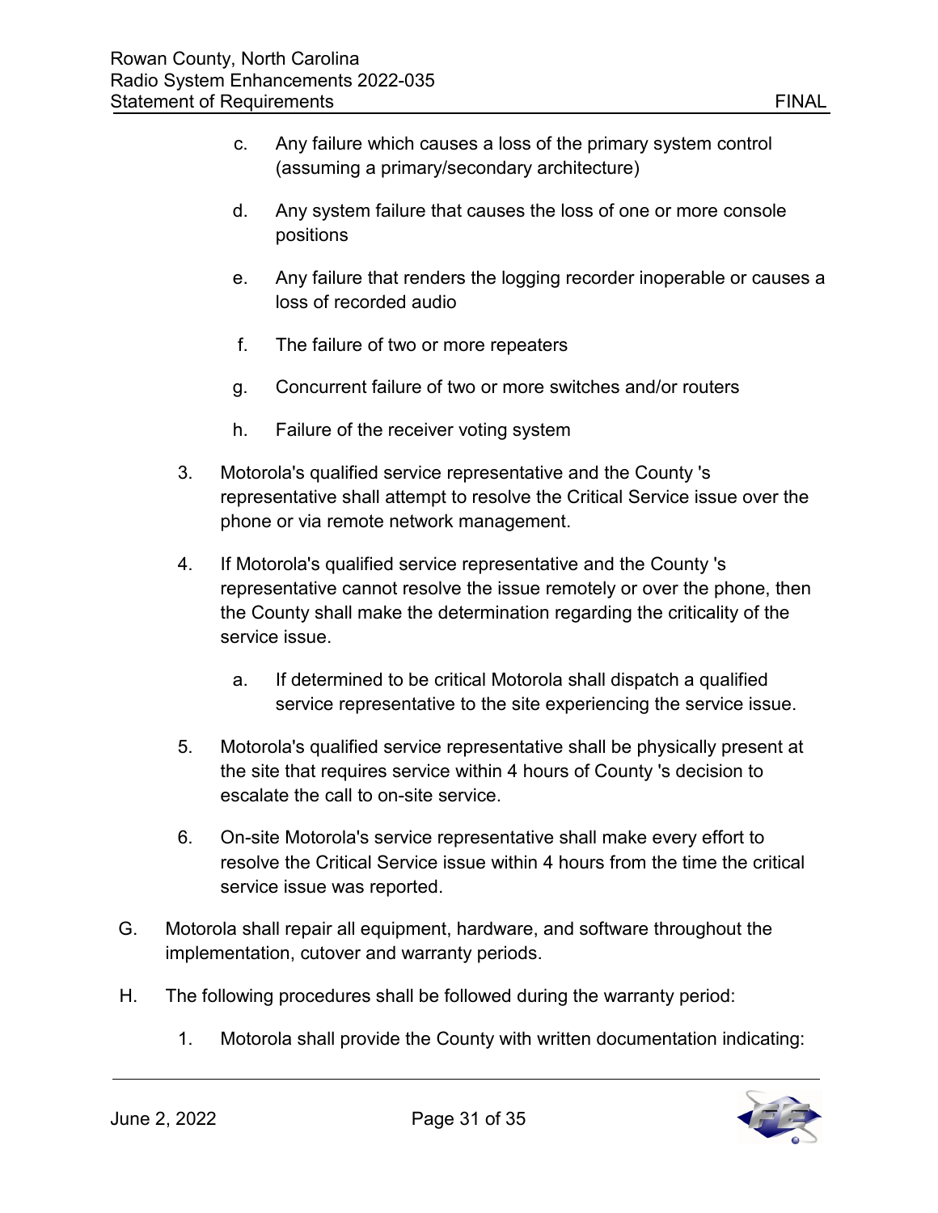c. Any failure which causes a loss of the primary system control (assuming a primary/secondary architecture)

d. Any system failure that causes the loss of one or more console positions

e. Any failure that renders the logging recorder inoperable or causes a loss of recorded audio

f. The failure of two or more repeaters

g. Concurrent failure of two or more switches and/or routers

h. Failure of the receiver voting system

3. Motorola's qualified service representative and the County 's representative shall attempt to resolve the Critical Service issue over the phone or via remote network management.

4. If Motorola's qualified service representative and the County 's representative cannot resolve the issue remotely or over the phone, then the County shall make the determination regarding the criticality of the service issue.

   a. If determined to be critical Motorola shall dispatch a qualified service representative to the site experiencing the service issue.

5. Motorola's qualified service representative shall be physically present at the site that requires service within 4 hours of County 's decision to escalate the call to on-site service.

6. On-site Motorola's service representative shall make every effort to resolve the Critical Service issue within 4 hours from the time the critical service issue was reported.

G. Motorola shall repair all equipment, hardware, and software throughout the implementation, cutover and warranty periods.

H. The following procedures shall be followed during the warranty period:

1. Motorola shall provide the County with written documentation indicating: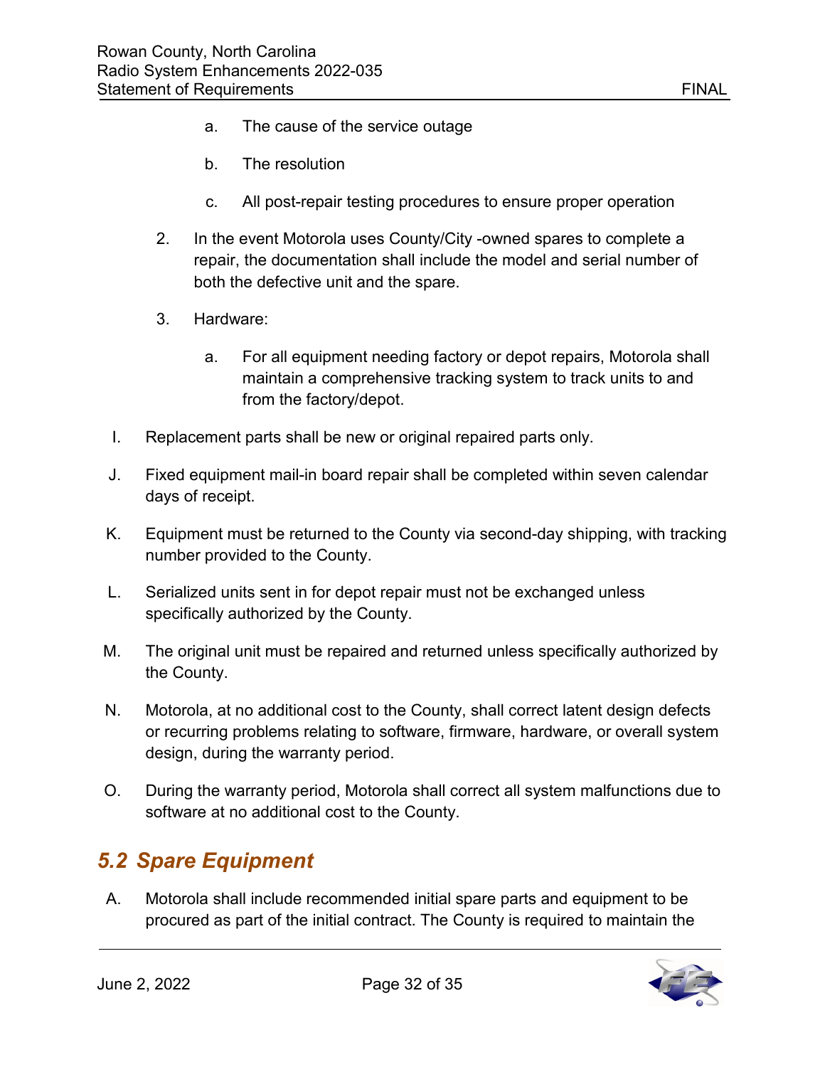a. The cause of the service outage

b. The resolution

c. All post-repair testing procedures to ensure proper operation

2. In the event Motorola uses County/City -owned spares to complete a repair, the documentation shall include the model and serial number of both the defective unit and the spare.

3. Hardware:

    a. For all equipment needing factory or depot repairs, Motorola shall maintain a comprehensive tracking system to track units to and from the factory/depot.

I. Replacement parts shall be new or original repaired parts only.

J. Fixed equipment mail-in board repair shall be completed within seven calendar days of receipt.

K. Equipment must be returned to the County via second-day shipping, with tracking number provided to the County.

L. Serialized units sent in for depot repair must not be exchanged unless specifically authorized by the County.

M. The original unit must be repaired and returned unless specifically authorized by the County.

N. Motorola, at no additional cost to the County, shall correct latent design defects or recurring problems relating to software, firmware, hardware, or overall system design, during the warranty period.

O. During the warranty period, Motorola shall correct all system malfunctions due to software at no additional cost to the County.

## *5.2 Spare Equipment*

A. Motorola shall include recommended initial spare parts and equipment to be procured as part of the initial contract. The County is required to maintain the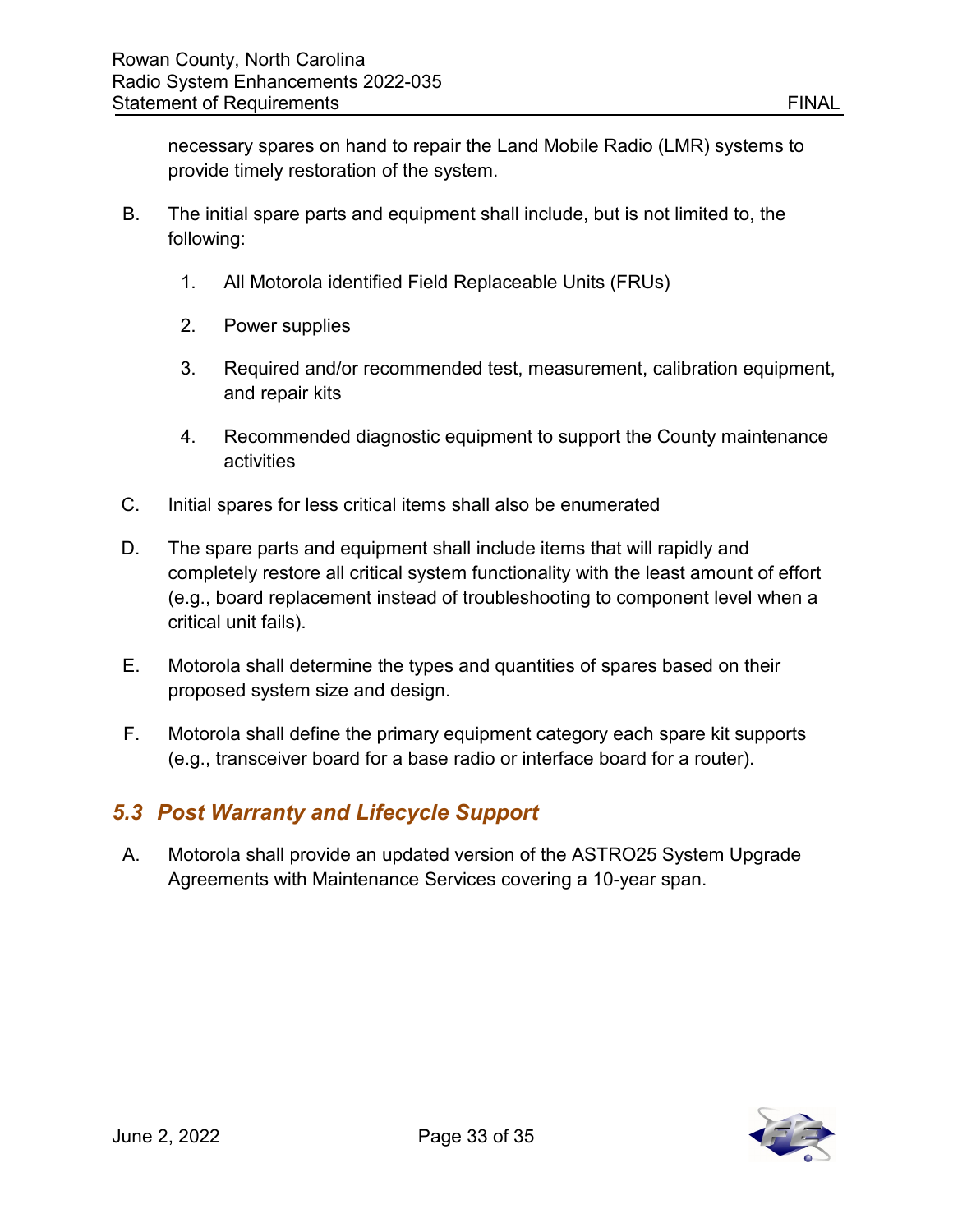necessary spares on hand to repair the Land Mobile Radio (LMR) systems to provide timely restoration of the system.

B. The initial spare parts and equipment shall include, but is not limited to, the following:

   1. All Motorola identified Field Replaceable Units (FRUs)

   2. Power supplies

   3. Required and/or recommended test, measurement, calibration equipment, and repair kits

   4. Recommended diagnostic equipment to support the County maintenance activities

C. Initial spares for less critical items shall also be enumerated

D. The spare parts and equipment shall include items that will rapidly and completely restore all critical system functionality with the least amount of effort (e.g., board replacement instead of troubleshooting to component level when a critical unit fails).

E. Motorola shall determine the types and quantities of spares based on their proposed system size and design.

F. Motorola shall define the primary equipment category each spare kit supports (e.g., transceiver board for a base radio or interface board for a router).

## 5.3 Post Warranty and Lifecycle Support

A. Motorola shall provide an updated version of the ASTRO25 System Upgrade Agreements with Maintenance Services covering a 10-year span.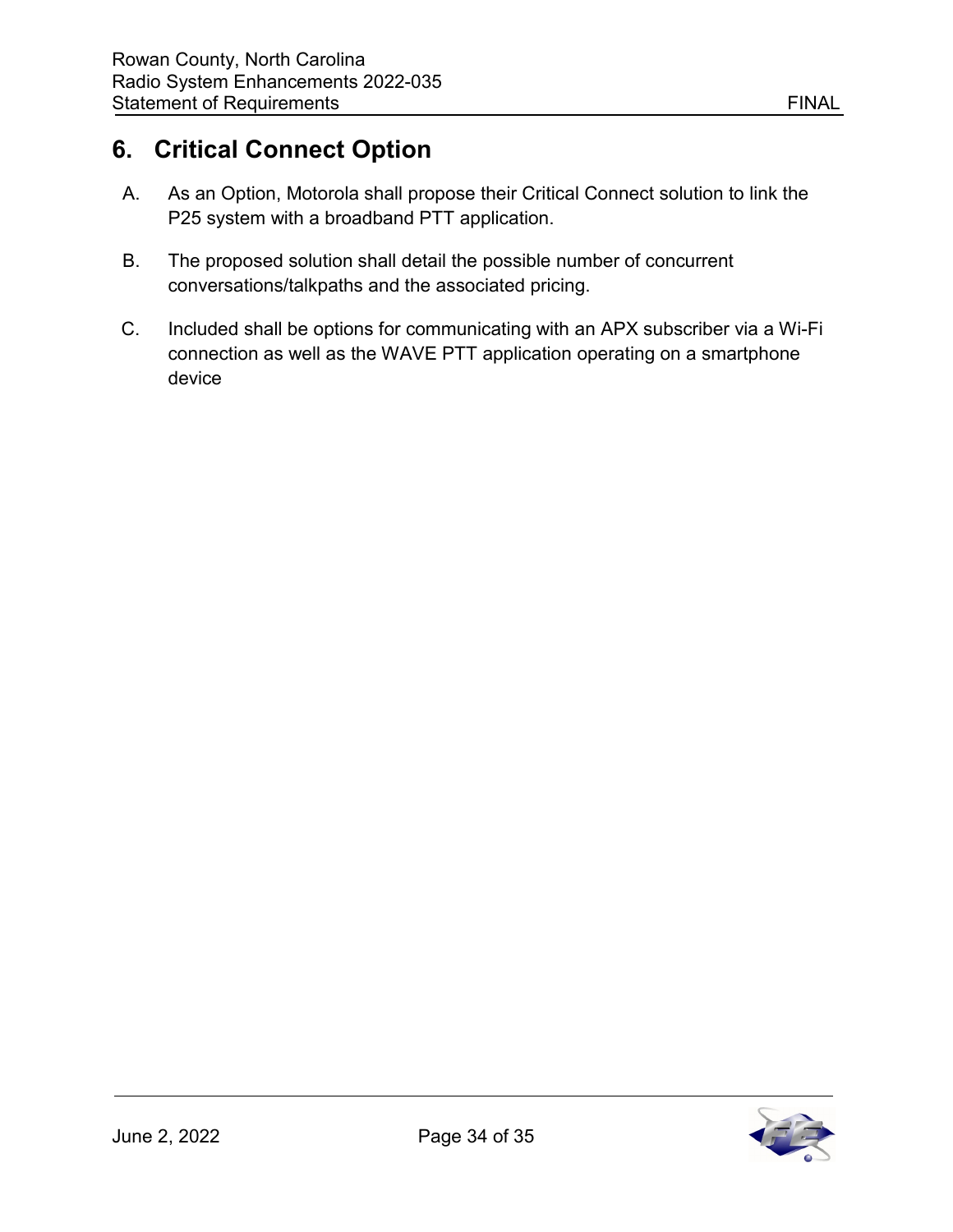# 6. Critical Connect Option

A. As an Option, Motorola shall propose their Critical Connect solution to link the P25 system with a broadband PTT application.

B. The proposed solution shall detail the possible number of concurrent conversations/talkpaths and the associated pricing.

C. Included shall be options for communicating with an APX subscriber via a Wi-Fi connection as well as the WAVE PTT application operating on a smartphone device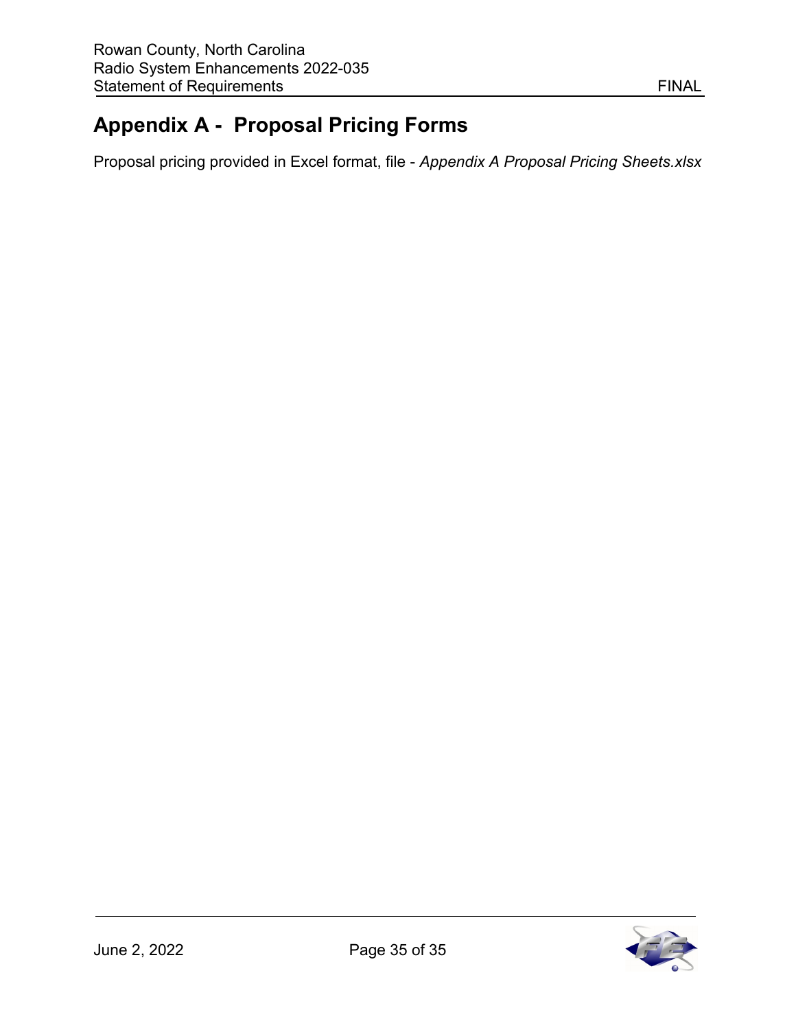# Appendix A - Proposal Pricing Forms

Proposal pricing provided in Excel format, file - *Appendix A Proposal Pricing Sheets.xlsx*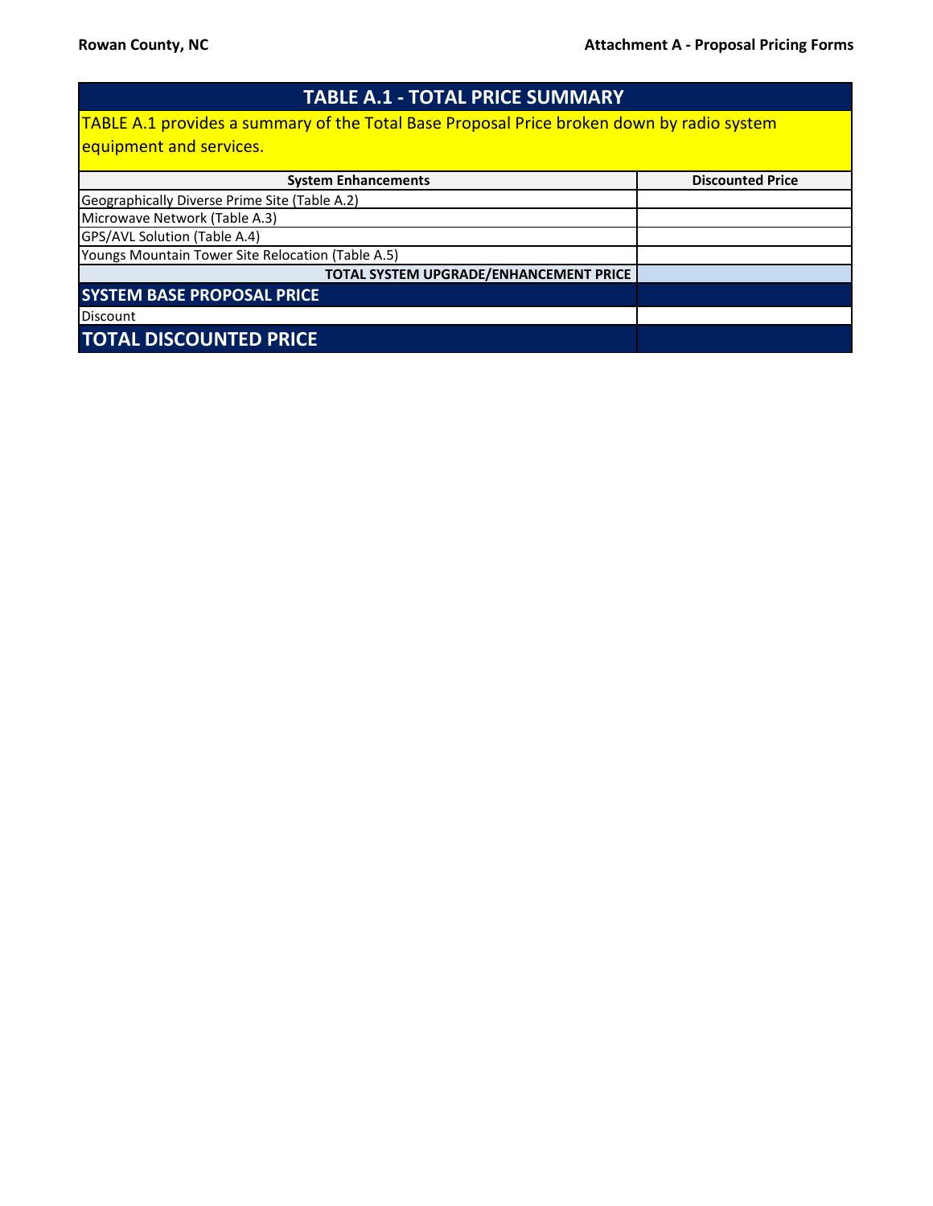## TABLE A.1 - TOTAL PRICE SUMMARY

TABLE A.1 provides a summary of the Total Base Proposal Price broken down by radio system equipment and services.

| System Enhancements | Discounted Price |
|---|---|
| Geographically Diverse Prime Site (Table A.2) | |
| Microwave Network (Table A.3) | |
| GPS/AVL Solution (Table A.4) | |
| Youngs Mountain Tower Site Relocation (Table A.5) | |
| **TOTAL SYSTEM UPGRADE/ENHANCEMENT PRICE** | |
| **SYSTEM BASE PROPOSAL PRICE** | |
| Discount | |
| **TOTAL DISCOUNTED PRICE** | |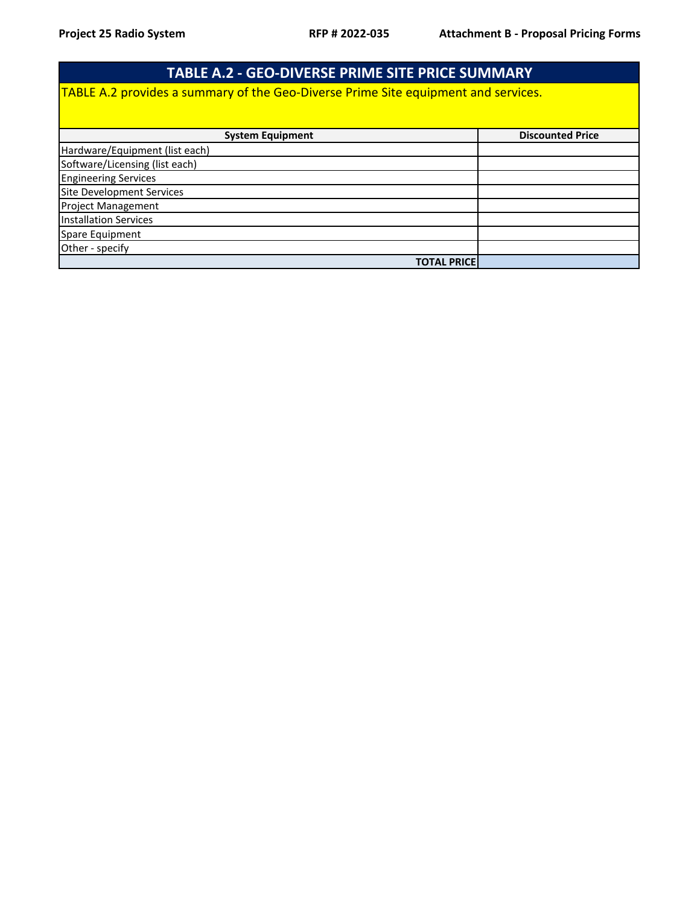## TABLE A.2 - GEO-DIVERSE PRIME SITE PRICE SUMMARY

TABLE A.2 provides a summary of the Geo-Diverse Prime Site equipment and services.

| System Equipment | Discounted Price |
|---|---|
| Hardware/Equipment (list each) | |
| Software/Licensing (list each) | |
| Engineering Services | |
| Site Development Services | |
| Project Management | |
| Installation Services | |
| Spare Equipment | |
| Other - specify | |
| **TOTAL PRICE** | |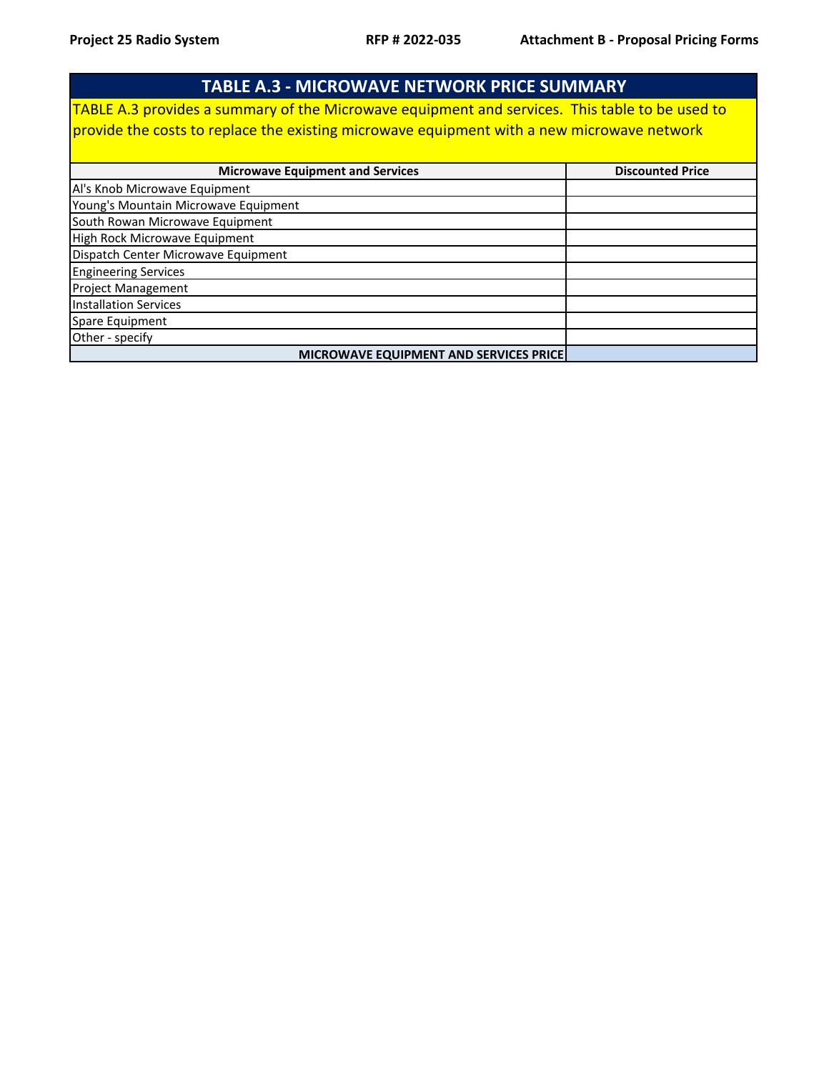## TABLE A.3 - MICROWAVE NETWORK PRICE SUMMARY

TABLE A.3 provides a summary of the Microwave equipment and services. This table to be used to provide the costs to replace the existing microwave equipment with a new microwave network

| Microwave Equipment and Services | Discounted Price |
|---|---|
| Al's Knob Microwave Equipment | |
| Young's Mountain Microwave Equipment | |
| South Rowan Microwave Equipment | |
| High Rock Microwave Equipment | |
| Dispatch Center Microwave Equipment | |
| Engineering Services | |
| Project Management | |
| Installation Services | |
| Spare Equipment | |
| Other - specify | |
| **MICROWAVE EQUIPMENT AND SERVICES PRICE** | |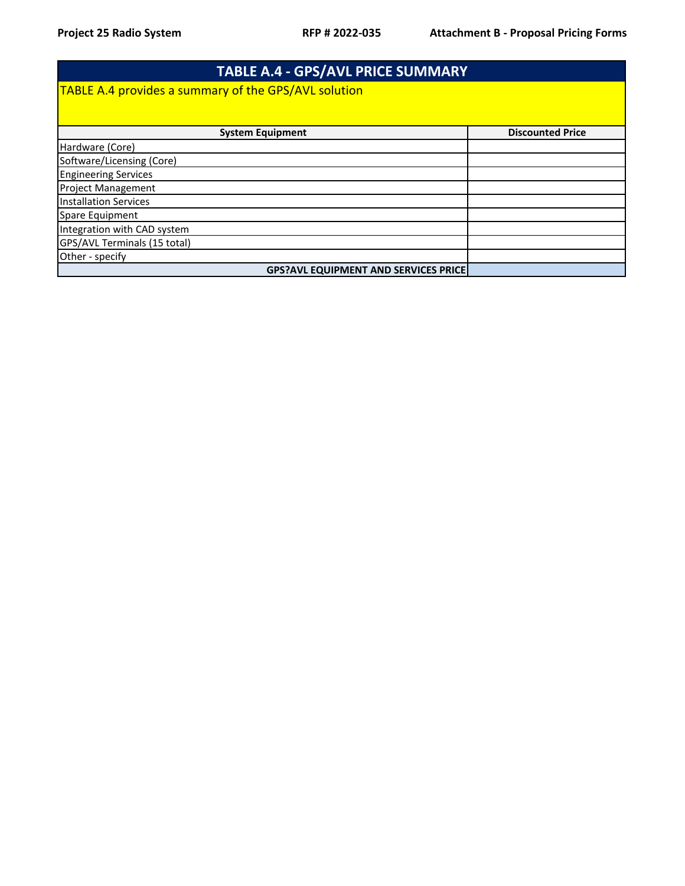## TABLE A.4 - GPS/AVL PRICE SUMMARY

TABLE A.4 provides a summary of the GPS/AVL solution

| System Equipment | Discounted Price |
|---|---|
| Hardware (Core) | |
| Software/Licensing (Core) | |
| Engineering Services | |
| Project Management | |
| Installation Services | |
| Spare Equipment | |
| Integration with CAD system | |
| GPS/AVL Terminals (15 total) | |
| Other - specify | |
| **GPS?AVL EQUIPMENT AND SERVICES PRICE** | |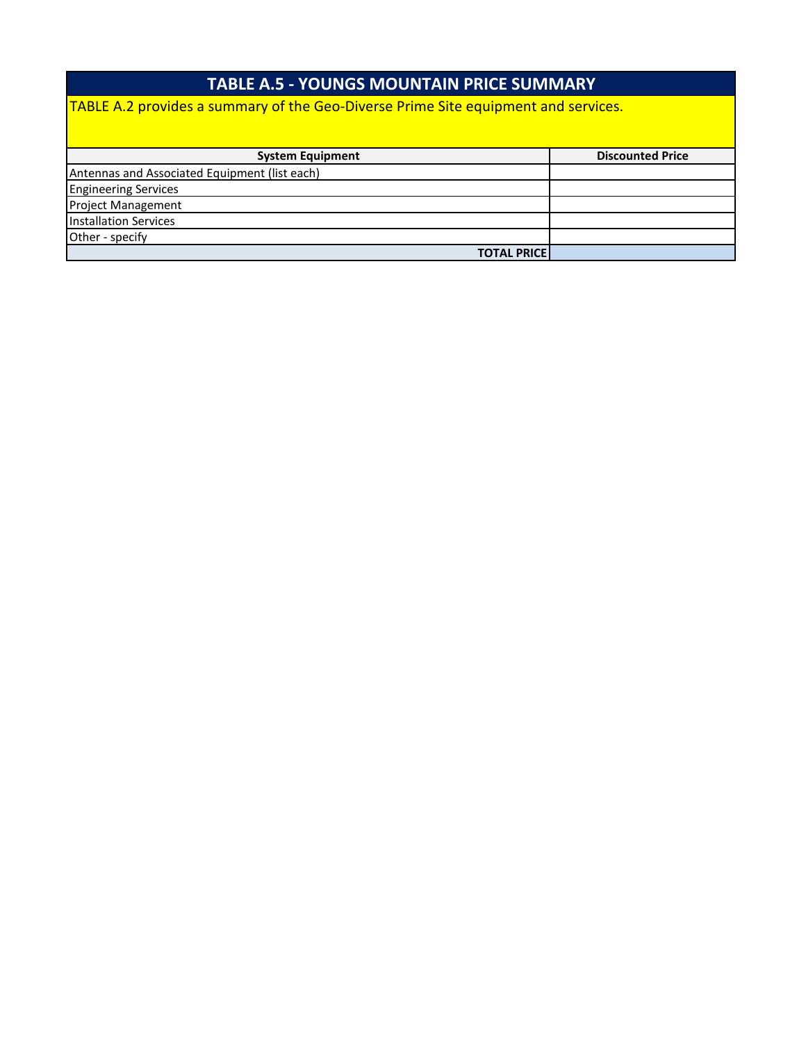## TABLE A.5 - YOUNGS MOUNTAIN PRICE SUMMARY

TABLE A.2 provides a summary of the Geo-Diverse Prime Site equipment and services.

| System Equipment | Discounted Price |
|---|---|
| Antennas and Associated Equipment (list each) | |
| Engineering Services | |
| Project Management | |
| Installation Services | |
| Other - specify | |
| **TOTAL PRICE** | |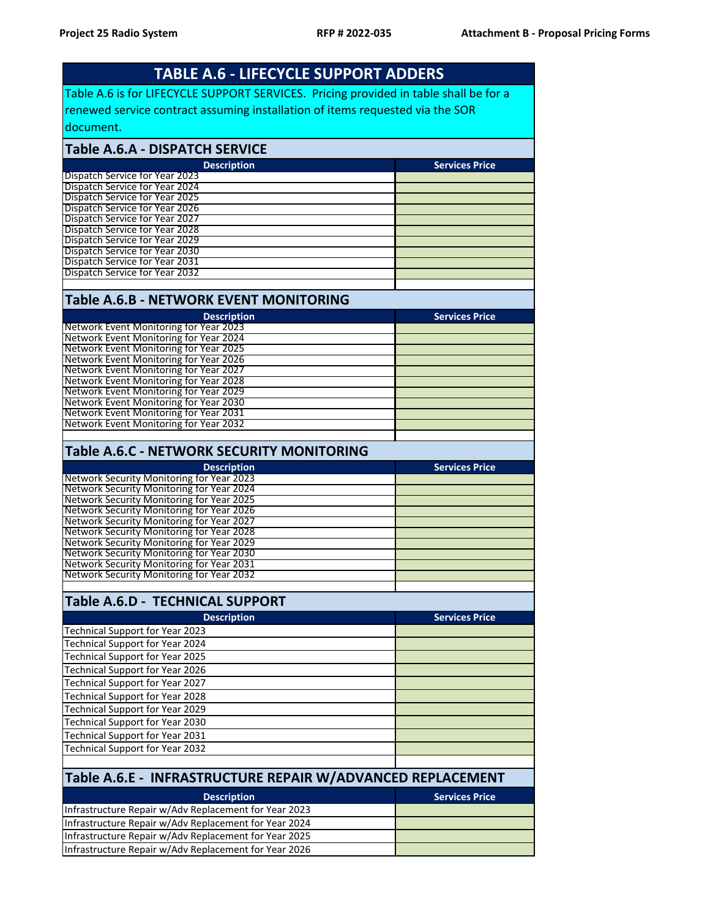## TABLE A.6 - LIFECYCLE SUPPORT ADDERS

Table A.6 is for LIFECYCLE SUPPORT SERVICES. Pricing provided in table shall be for a renewed service contract assuming installation of items requested via the SOR document.

### Table A.6.A - DISPATCH SERVICE

| Description | Services Price |
|---|---|
| Dispatch Service for Year 2023 | |
| Dispatch Service for Year 2024 | |
| Dispatch Service for Year 2025 | |
| Dispatch Service for Year 2026 | |
| Dispatch Service for Year 2027 | |
| Dispatch Service for Year 2028 | |
| Dispatch Service for Year 2029 | |
| Dispatch Service for Year 2030 | |
| Dispatch Service for Year 2031 | |
| Dispatch Service for Year 2032 | |
| | |

### Table A.6.B - NETWORK EVENT MONITORING

| Description | Services Price |
|---|---|
| Network Event Monitoring for Year 2023 | |
| Network Event Monitoring for Year 2024 | |
| Network Event Monitoring for Year 2025 | |
| Network Event Monitoring for Year 2026 | |
| Network Event Monitoring for Year 2027 | |
| Network Event Monitoring for Year 2028 | |
| Network Event Monitoring for Year 2029 | |
| Network Event Monitoring for Year 2030 | |
| Network Event Monitoring for Year 2031 | |
| Network Event Monitoring for Year 2032 | |
| | |

### Table A.6.C - NETWORK SECURITY MONITORING

| Description | Services Price |
|---|---|
| Network Security Monitoring for Year 2023 | |
| Network Security Monitoring for Year 2024 | |
| Network Security Monitoring for Year 2025 | |
| Network Security Monitoring for Year 2026 | |
| Network Security Monitoring for Year 2027 | |
| Network Security Monitoring for Year 2028 | |
| Network Security Monitoring for Year 2029 | |
| Network Security Monitoring for Year 2030 | |
| Network Security Monitoring for Year 2031 | |
| Network Security Monitoring for Year 2032 | |
| | |

### Table A.6.D - TECHNICAL SUPPORT

| Description | Services Price |
|---|---|
| Technical Support for Year 2023 | |
| Technical Support for Year 2024 | |
| Technical Support for Year 2025 | |
| Technical Support for Year 2026 | |
| Technical Support for Year 2027 | |
| Technical Support for Year 2028 | |
| Technical Support for Year 2029 | |
| Technical Support for Year 2030 | |
| Technical Support for Year 2031 | |
| Technical Support for Year 2032 | |
| | |

### Table A.6.E - INFRASTRUCTURE REPAIR W/ADVANCED REPLACEMENT

| Description | Services Price |
|---|---|
| Infrastructure Repair w/Adv Replacement for Year 2023 | |
| Infrastructure Repair w/Adv Replacement for Year 2024 | |
| Infrastructure Repair w/Adv Replacement for Year 2025 | |
| Infrastructure Repair w/Adv Replacement for Year 2026 | |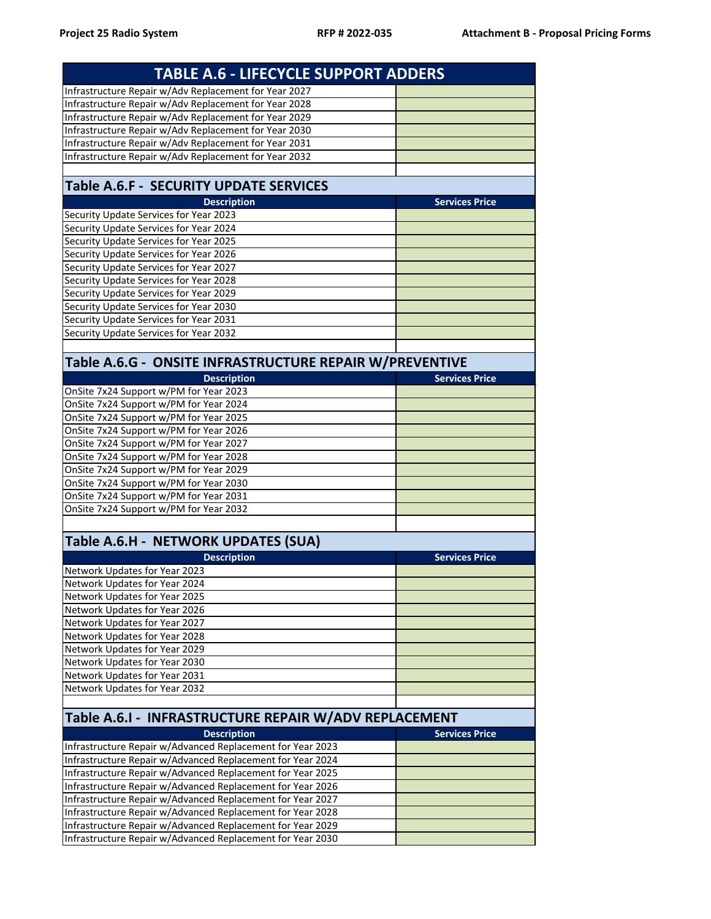## TABLE A.6 - LIFECYCLE SUPPORT ADDERS

| | |
|---|---|
| Infrastructure Repair w/Adv Replacement for Year 2027 | |
| Infrastructure Repair w/Adv Replacement for Year 2028 | |
| Infrastructure Repair w/Adv Replacement for Year 2029 | |
| Infrastructure Repair w/Adv Replacement for Year 2030 | |
| Infrastructure Repair w/Adv Replacement for Year 2031 | |
| Infrastructure Repair w/Adv Replacement for Year 2032 | |

### Table A.6.F - SECURITY UPDATE SERVICES

| Description | Services Price |
|---|---|
| Security Update Services for Year 2023 | |
| Security Update Services for Year 2024 | |
| Security Update Services for Year 2025 | |
| Security Update Services for Year 2026 | |
| Security Update Services for Year 2027 | |
| Security Update Services for Year 2028 | |
| Security Update Services for Year 2029 | |
| Security Update Services for Year 2030 | |
| Security Update Services for Year 2031 | |
| Security Update Services for Year 2032 | |

### Table A.6.G - ONSITE INFRASTRUCTURE REPAIR W/PREVENTIVE

| Description | Services Price |
|---|---|
| OnSite 7x24 Support w/PM for Year 2023 | |
| OnSite 7x24 Support w/PM for Year 2024 | |
| OnSite 7x24 Support w/PM for Year 2025 | |
| OnSite 7x24 Support w/PM for Year 2026 | |
| OnSite 7x24 Support w/PM for Year 2027 | |
| OnSite 7x24 Support w/PM for Year 2028 | |
| OnSite 7x24 Support w/PM for Year 2029 | |
| OnSite 7x24 Support w/PM for Year 2030 | |
| OnSite 7x24 Support w/PM for Year 2031 | |
| OnSite 7x24 Support w/PM for Year 2032 | |

### Table A.6.H - NETWORK UPDATES (SUA)

| Description | Services Price |
|---|---|
| Network Updates for Year 2023 | |
| Network Updates for Year 2024 | |
| Network Updates for Year 2025 | |
| Network Updates for Year 2026 | |
| Network Updates for Year 2027 | |
| Network Updates for Year 2028 | |
| Network Updates for Year 2029 | |
| Network Updates for Year 2030 | |
| Network Updates for Year 2031 | |
| Network Updates for Year 2032 | |

### Table A.6.I - INFRASTRUCTURE REPAIR W/ADV REPLACEMENT

| Description | Services Price |
|---|---|
| Infrastructure Repair w/Advanced Replacement for Year 2023 | |
| Infrastructure Repair w/Advanced Replacement for Year 2024 | |
| Infrastructure Repair w/Advanced Replacement for Year 2025 | |
| Infrastructure Repair w/Advanced Replacement for Year 2026 | |
| Infrastructure Repair w/Advanced Replacement for Year 2027 | |
| Infrastructure Repair w/Advanced Replacement for Year 2028 | |
| Infrastructure Repair w/Advanced Replacement for Year 2029 | |
| Infrastructure Repair w/Advanced Replacement for Year 2030 | |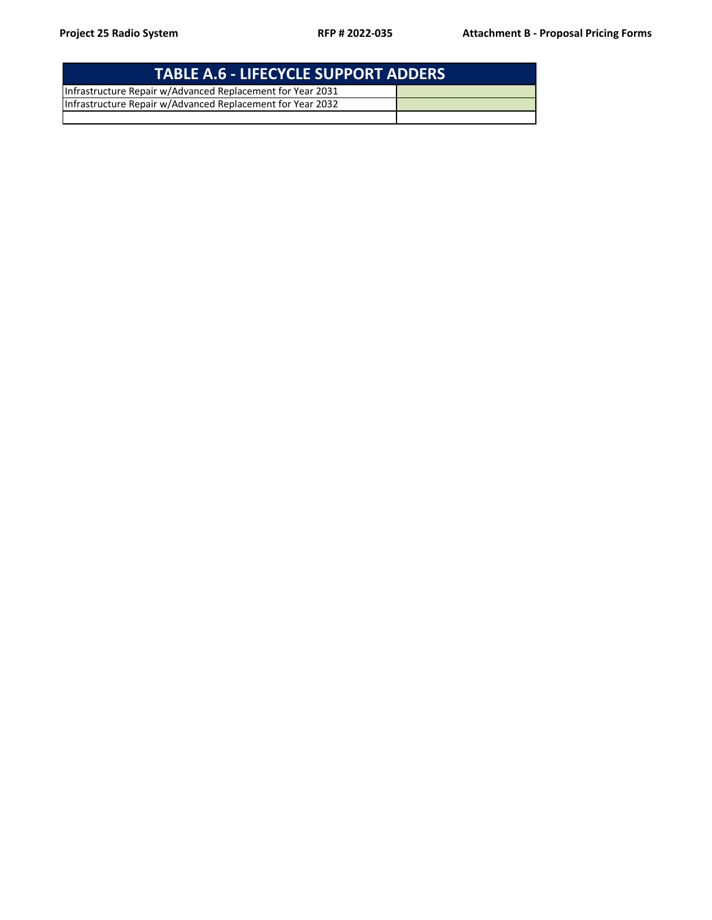| TABLE A.6 - LIFECYCLE SUPPORT ADDERS | |
|---|---|
| Infrastructure Repair w/Advanced Replacement for Year 2031 | |
| Infrastructure Repair w/Advanced Replacement for Year 2032 | |
| | |